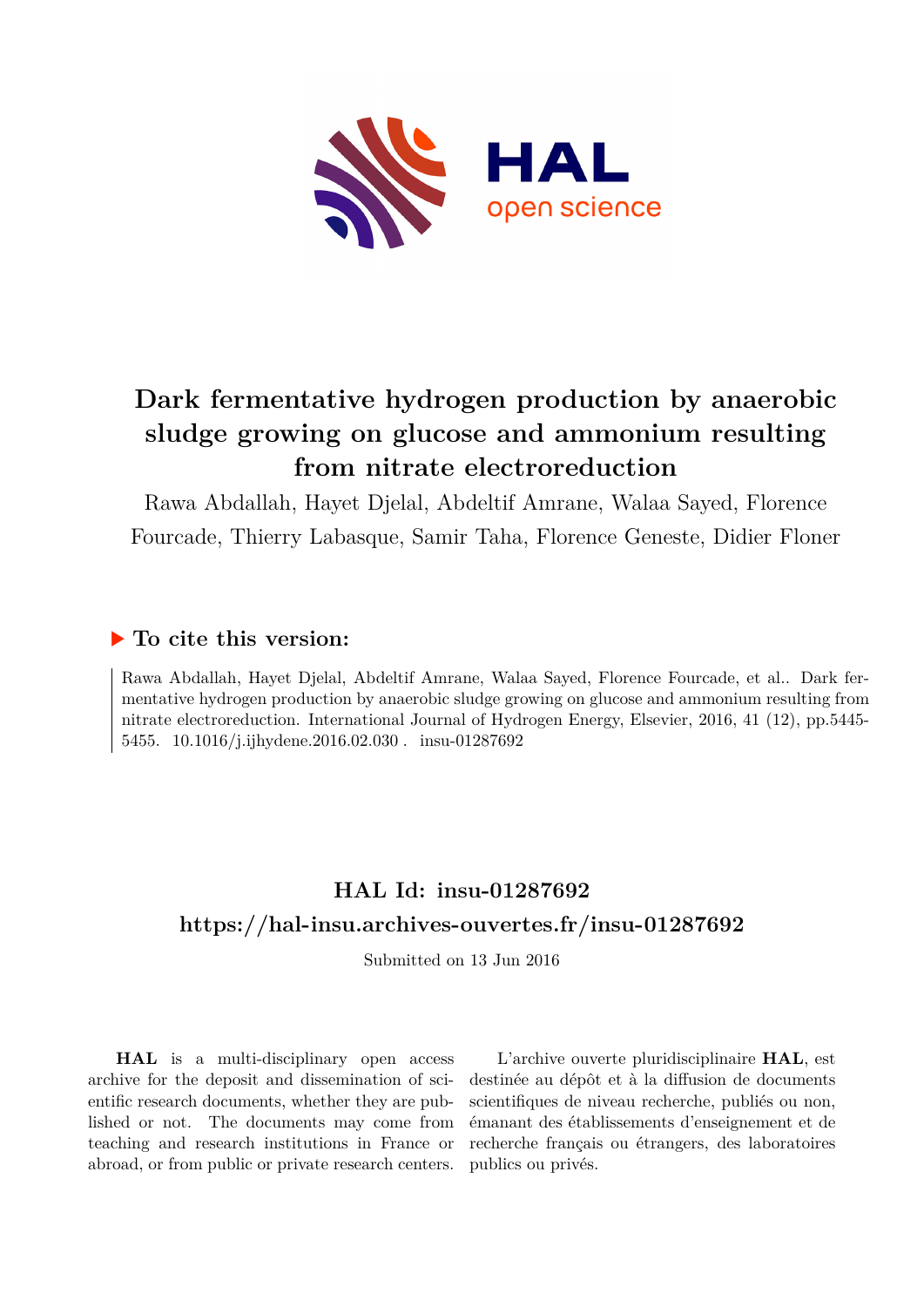# Dark fermentative hydrogen production by anaerobic sludge growing on glucose and ammonium resulting from nitrate electroreduction

Rawa Abdallah, Hayet Djelal, Abdeltif Amrane, Walaa Sayed, Florence Fourcade, Thierry Labasque, Samir Taha, Florence Geneste, Didier Floner

## ▶ To cite this version:

Rawa Abdallah, Hayet Djelal, Abdeltif Amrane, Walaa Sayed, Florence Fourcade, et al.. Dark fermentative hydrogen production by anaerobic sludge growing on glucose and ammonium resulting from nitrate electroreduction. International Journal of Hydrogen Energy, Elsevier, 2016, 41 (12), pp.5445-5455. 10.1016/j.ijhydene.2016.02.030 . insu-01287692

## HAL Id: insu-01287692

## https://hal-insu.archives-ouvertes.fr/insu-01287692

Submitted on 13 Jun 2016

**HAL** is a multi-disciplinary open access archive for the deposit and dissemination of scientific research documents, whether they are published or not. The documents may come from teaching and research institutions in France or abroad, or from public or private research centers.

L'archive ouverte pluridisciplinaire **HAL**, est destinée au dépôt et à la diffusion de documents scientifiques de niveau recherche, publiés ou non, émanant des établissements d'enseignement et de recherche français ou étrangers, des laboratoires publics ou privés.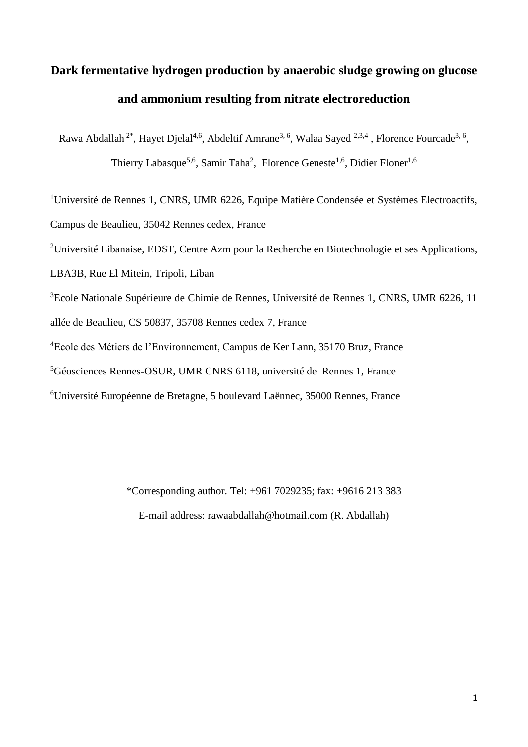# Dark fermentative hydrogen production by anaerobic sludge growing on glucose and ammonium resulting from nitrate electroreduction

Rawa Abdallah [2*], Hayet Djelal[4,6], Abdeltif Amrane[3, 6], Walaa Sayed [2,3,4], Florence Fourcade[3, 6], Thierry Labasque[5,6], Samir Taha[2], Florence Geneste[1,6], Didier Floner[1,6]

[1]Université de Rennes 1, CNRS, UMR 6226, Equipe Matière Condensée et Systèmes Electroactifs, Campus de Beaulieu, 35042 Rennes cedex, France

[2]Université Libanaise, EDST, Centre Azm pour la Recherche en Biotechnologie et ses Applications, LBA3B, Rue El Mitein, Tripoli, Liban

[3]Ecole Nationale Supérieure de Chimie de Rennes, Université de Rennes 1, CNRS, UMR 6226, 11 allée de Beaulieu, CS 50837, 35708 Rennes cedex 7, France

[4]Ecole des Métiers de l'Environnement, Campus de Ker Lann, 35170 Bruz, France

[5]Géosciences Rennes-OSUR, UMR CNRS 6118, université de Rennes 1, France

[6]Université Européenne de Bretagne, 5 boulevard Laënnec, 35000 Rennes, France

*Corresponding author. Tel: +961 7029235; fax: +9616 213 383

E-mail address: rawaabdallah@hotmail.com (R. Abdallah)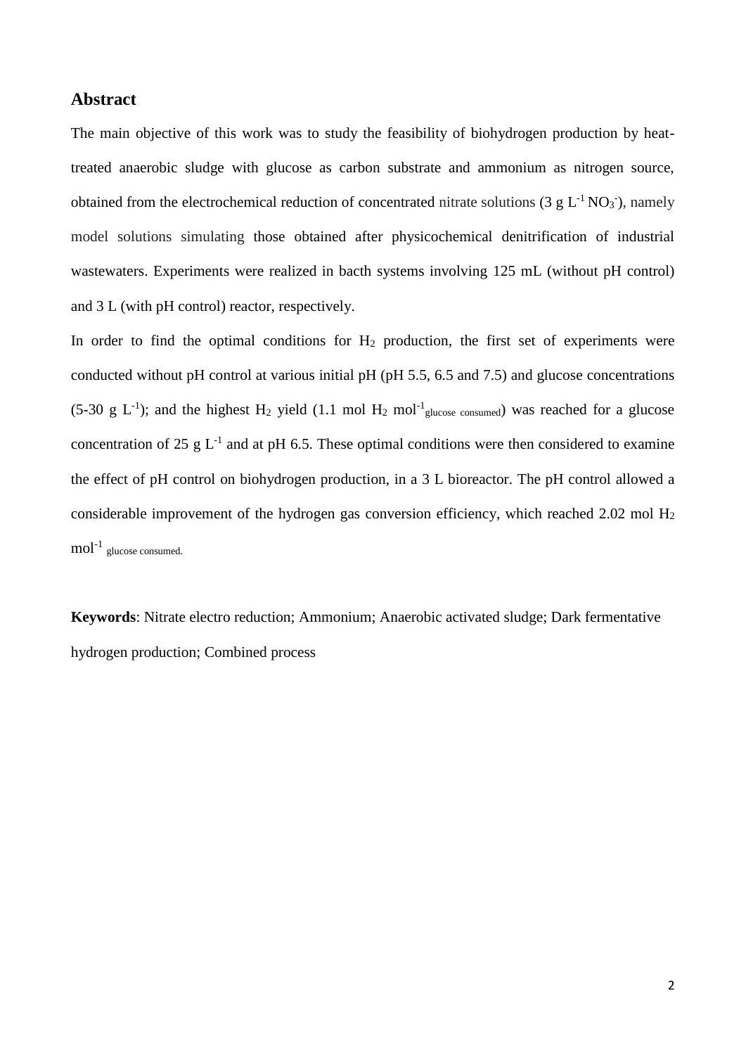## Abstract

The main objective of this work was to study the feasibility of biohydrogen production by heat-treated anaerobic sludge with glucose as carbon substrate and ammonium as nitrogen source, obtained from the electrochemical reduction of concentrated nitrate solutions (3 g $L^{-1}$ $NO_3^-$), namely model solutions simulating those obtained after physicochemical denitrification of industrial wastewaters. Experiments were realized in bacth systems involving 125 mL (without pH control) and 3 L (with pH control) reactor, respectively.

In order to find the optimal conditions for $H_2$ production, the first set of experiments were conducted without pH control at various initial pH (pH 5.5, 6.5 and 7.5) and glucose concentrations (5-30 g $L^{-1}$); and the highest $H_2$ yield (1.1 mol $H_2$ $mol^{-1}_{glucose\ consumed}$) was reached for a glucose concentration of 25 g $L^{-1}$ and at pH 6.5. These optimal conditions were then considered to examine the effect of pH control on biohydrogen production, in a 3 L bioreactor. The pH control allowed a considerable improvement of the hydrogen gas conversion efficiency, which reached 2.02 mol $H_2$ $mol^{-1}$ $_{glucose\ consumed.}$

**Keywords**: Nitrate electro reduction; Ammonium; Anaerobic activated sludge; Dark fermentative hydrogen production; Combined process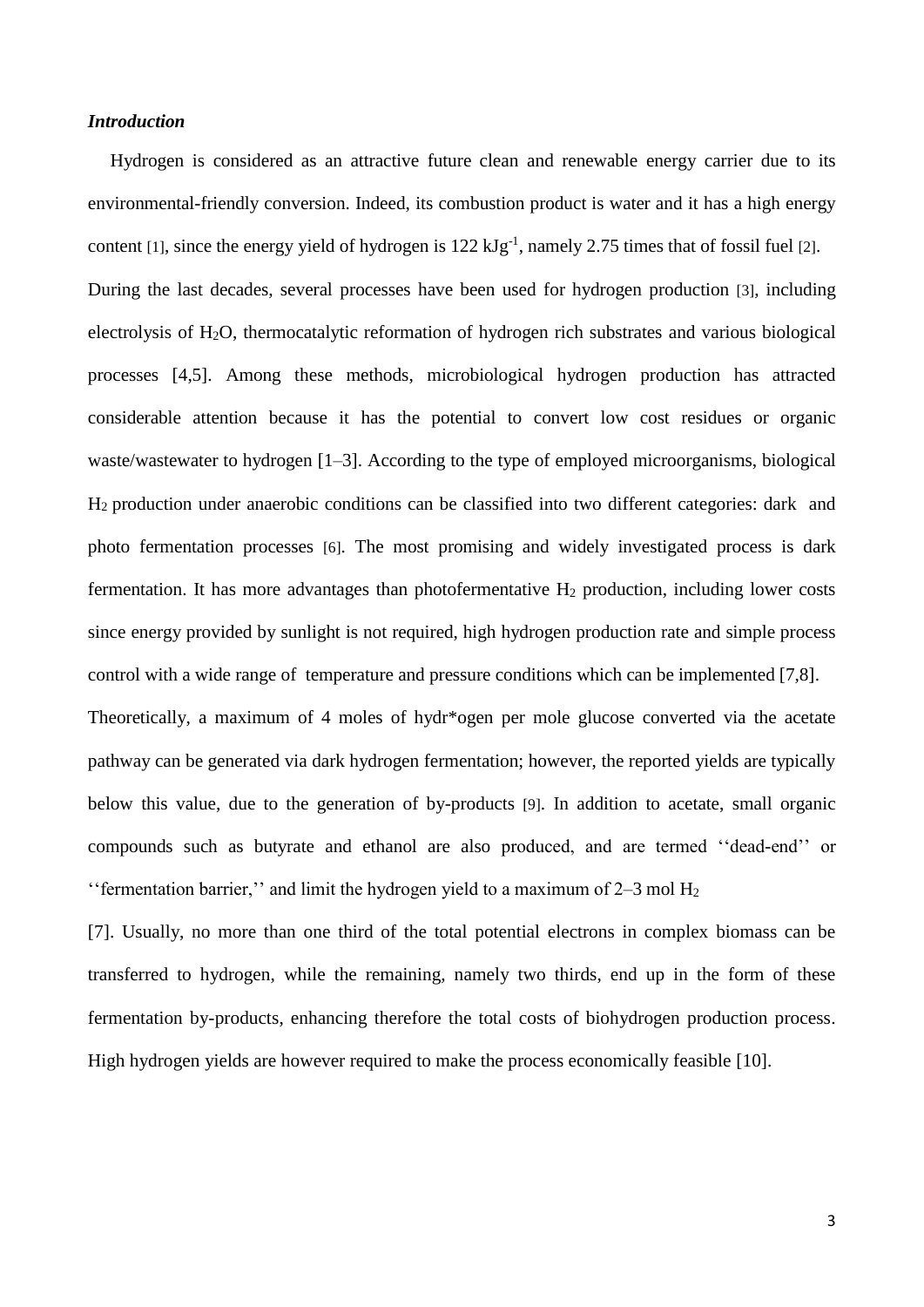### *Introduction*

Hydrogen is considered as an attractive future clean and renewable energy carrier due to its environmental-friendly conversion. Indeed, its combustion product is water and it has a high energy content [1], since the energy yield of hydrogen is 122 $kJg^{-1}$, namely 2.75 times that of fossil fuel [2]. During the last decades, several processes have been used for hydrogen production [3], including electrolysis of $H_2O$, thermocatalytic reformation of hydrogen rich substrates and various biological processes [4,5]. Among these methods, microbiological hydrogen production has attracted considerable attention because it has the potential to convert low cost residues or organic waste/wastewater to hydrogen [1–3]. According to the type of employed microorganisms, biological $H_2$ production under anaerobic conditions can be classified into two different categories: dark and photo fermentation processes [6]. The most promising and widely investigated process is dark fermentation. It has more advantages than photofermentative $H_2$ production, including lower costs since energy provided by sunlight is not required, high hydrogen production rate and simple process control with a wide range of temperature and pressure conditions which can be implemented [7,8]. Theoretically, a maximum of 4 moles of hydr*ogen per mole glucose converted via the acetate pathway can be generated via dark hydrogen fermentation; however, the reported yields are typically below this value, due to the generation of by-products [9]. In addition to acetate, small organic compounds such as butyrate and ethanol are also produced, and are termed ''dead-end'' or ''fermentation barrier,'' and limit the hydrogen yield to a maximum of 2–3 mol $H_2$ [7]. Usually, no more than one third of the total potential electrons in complex biomass can be transferred to hydrogen, while the remaining, namely two thirds, end up in the form of these fermentation by-products, enhancing therefore the total costs of biohydrogen production process. High hydrogen yields are however required to make the process economically feasible [10].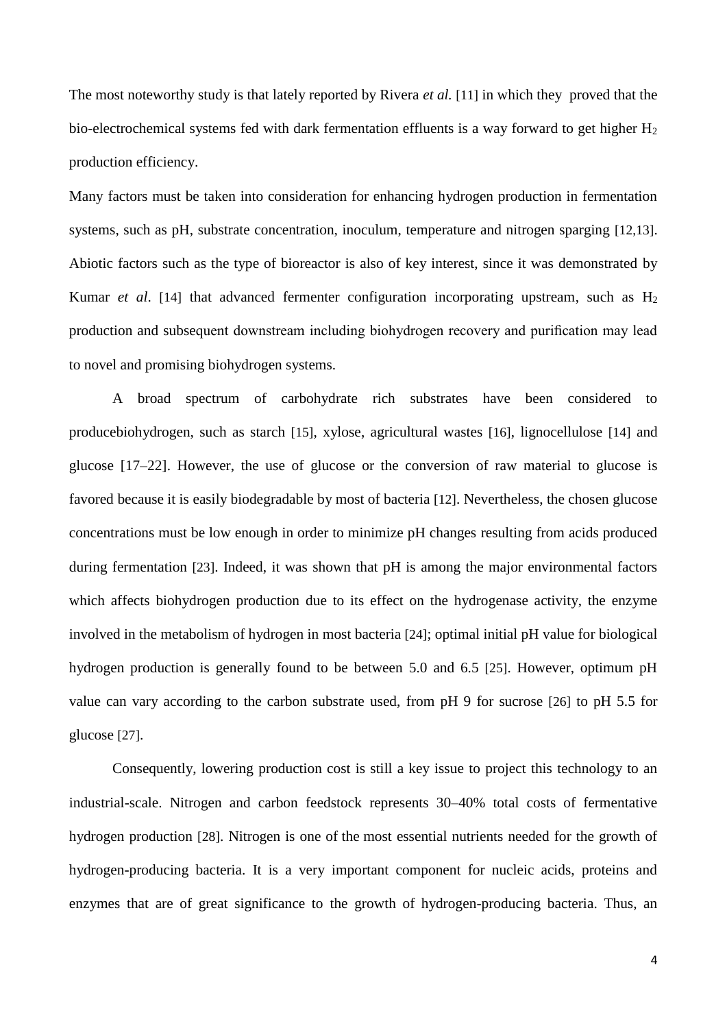The most noteworthy study is that lately reported by Rivera *et al.* [11] in which they  proved that the bio-electrochemical systems fed with dark fermentation effluents is a way forward to get higher $H_2$ production efficiency.

Many factors must be taken into consideration for enhancing hydrogen production in fermentation systems, such as pH, substrate concentration, inoculum, temperature and nitrogen sparging [12,13]. Abiotic factors such as the type of bioreactor is also of key interest, since it was demonstrated by Kumar *et al*. [14] that advanced fermenter configuration incorporating upstream, such as $H_2$ production and subsequent downstream including biohydrogen recovery and purification may lead to novel and promising biohydrogen systems.

A broad spectrum of carbohydrate rich substrates have been considered to producebiohydrogen, such as starch [15], xylose, agricultural wastes [16], lignocellulose [14] and glucose [17–22]. However, the use of glucose or the conversion of raw material to glucose is favored because it is easily biodegradable by most of bacteria [12]. Nevertheless, the chosen glucose concentrations must be low enough in order to minimize pH changes resulting from acids produced during fermentation [23]. Indeed, it was shown that pH is among the major environmental factors which affects biohydrogen production due to its effect on the hydrogenase activity, the enzyme involved in the metabolism of hydrogen in most bacteria [24]; optimal initial pH value for biological hydrogen production is generally found to be between 5.0 and 6.5 [25]. However, optimum pH value can vary according to the carbon substrate used, from pH 9 for sucrose [26] to pH 5.5 for glucose [27].

Consequently, lowering production cost is still a key issue to project this technology to an industrial-scale. Nitrogen and carbon feedstock represents 30–40% total costs of fermentative hydrogen production [28]. Nitrogen is one of the most essential nutrients needed for the growth of hydrogen-producing bacteria. It is a very important component for nucleic acids, proteins and enzymes that are of great significance to the growth of hydrogen-producing bacteria. Thus, an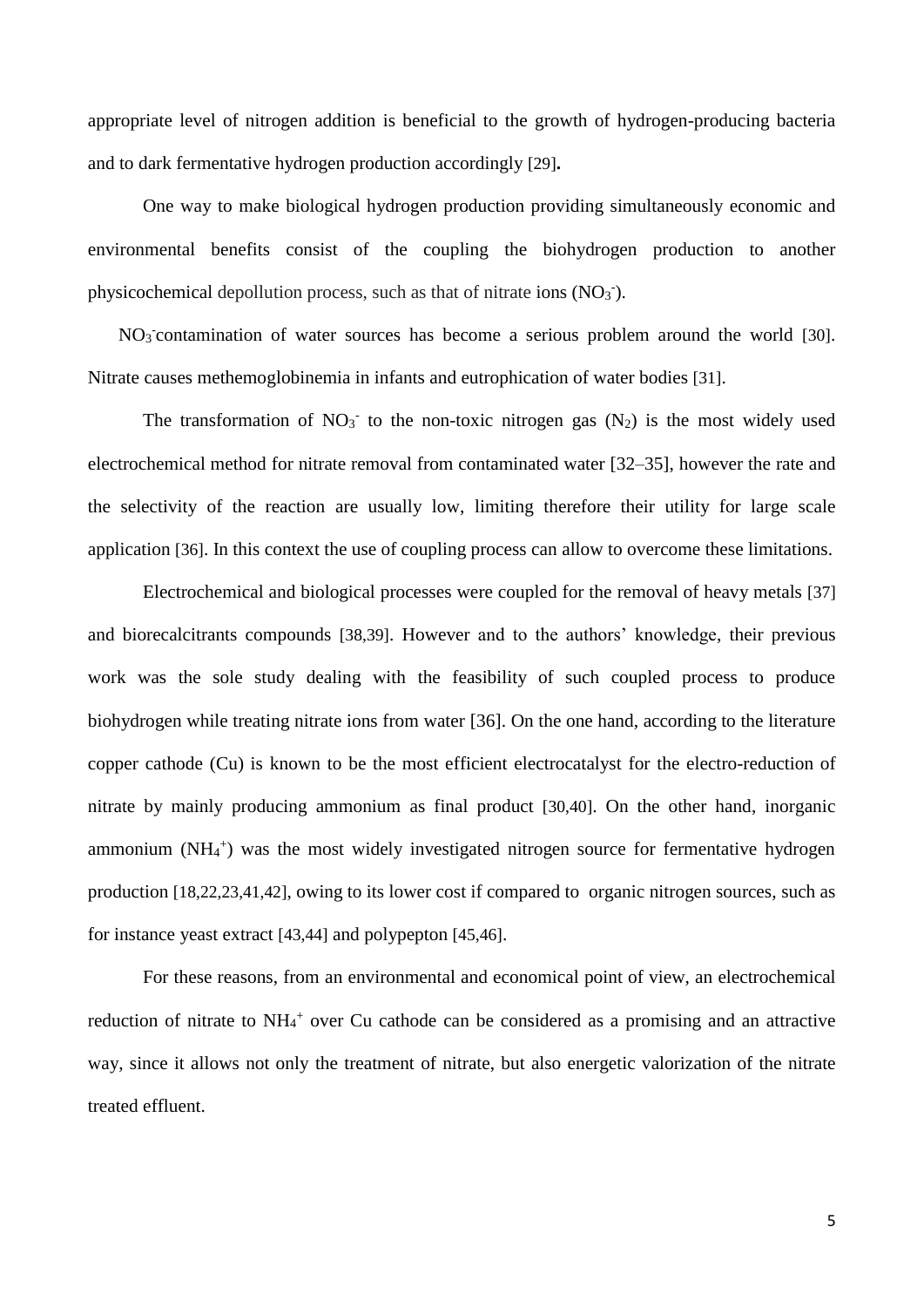appropriate level of nitrogen addition is beneficial to the growth of hydrogen-producing bacteria and to dark fermentative hydrogen production accordingly [29]**.**

One way to make biological hydrogen production providing simultaneously economic and environmental benefits consist of the coupling the biohydrogen production to another physicochemical depollution process, such as that of nitrate ions ($NO_3^-$).

$NO_3^-$contamination of water sources has become a serious problem around the world [30]. Nitrate causes methemoglobinemia in infants and eutrophication of water bodies [31].

The transformation of $NO_3^-$ to the non-toxic nitrogen gas ($N_2$) is the most widely used electrochemical method for nitrate removal from contaminated water [32–35], however the rate and the selectivity of the reaction are usually low, limiting therefore their utility for large scale application [36]. In this context the use of coupling process can allow to overcome these limitations.

Electrochemical and biological processes were coupled for the removal of heavy metals [37] and biorecalcitrants compounds [38,39]. However and to the authors' knowledge, their previous work was the sole study dealing with the feasibility of such coupled process to produce biohydrogen while treating nitrate ions from water [36]. On the one hand, according to the literature copper cathode (Cu) is known to be the most efficient electrocatalyst for the electro-reduction of nitrate by mainly producing ammonium as final product [30,40]. On the other hand, inorganic ammonium ($NH_4^+$) was the most widely investigated nitrogen source for fermentative hydrogen production [18,22,23,41,42], owing to its lower cost if compared to organic nitrogen sources, such as for instance yeast extract [43,44] and polypepton [45,46].

For these reasons, from an environmental and economical point of view, an electrochemical reduction of nitrate to $NH_4^+$ over Cu cathode can be considered as a promising and an attractive way, since it allows not only the treatment of nitrate, but also energetic valorization of the nitrate treated effluent.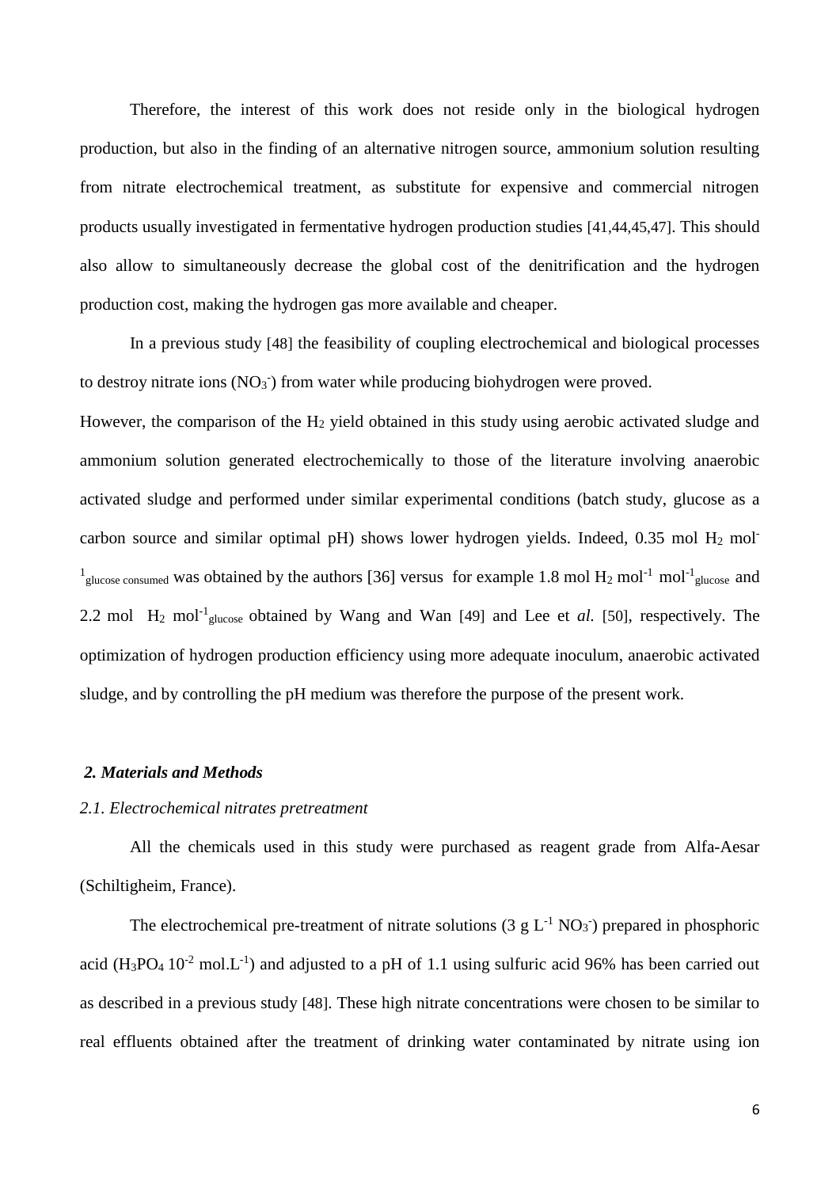Therefore, the interest of this work does not reside only in the biological hydrogen production, but also in the finding of an alternative nitrogen source, ammonium solution resulting from nitrate electrochemical treatment, as substitute for expensive and commercial nitrogen products usually investigated in fermentative hydrogen production studies [41,44,45,47]. This should also allow to simultaneously decrease the global cost of the denitrification and the hydrogen production cost, making the hydrogen gas more available and cheaper.

In a previous study [48] the feasibility of coupling electrochemical and biological processes to destroy nitrate ions ($NO_3^-$) from water while producing biohydrogen were proved.

However, the comparison of the $H_2$ yield obtained in this study using aerobic activated sludge and ammonium solution generated electrochemically to those of the literature involving anaerobic activated sludge and performed under similar experimental conditions (batch study, glucose as a carbon source and similar optimal pH) shows lower hydrogen yields. Indeed, 0.35 mol $H_2$ $mol^{-1}_{glucose\ consumed}$ was obtained by the authors [36] versus for example 1.8 mol $H_2$ $mol^{-1}$ $mol^{-1}_{glucose}$ and 2.2 mol $H_2$ $mol^{-1}_{glucose}$ obtained by Wang and Wan [49] and Lee et *al.* [50], respectively. The optimization of hydrogen production efficiency using more adequate inoculum, anaerobic activated sludge, and by controlling the pH medium was therefore the purpose of the present work.

## *2. Materials and Methods*

### *2.1. Electrochemical nitrates pretreatment*

All the chemicals used in this study were purchased as reagent grade from Alfa-Aesar (Schiltigheim, France).

The electrochemical pre-treatment of nitrate solutions (3 g $L^{-1}$ $NO_3^-$) prepared in phosphoric acid ($H_3PO_4$ $10^{-2}$ $mol.L^{-1}$) and adjusted to a pH of 1.1 using sulfuric acid 96% has been carried out as described in a previous study [48]. These high nitrate concentrations were chosen to be similar to real effluents obtained after the treatment of drinking water contaminated by nitrate using ion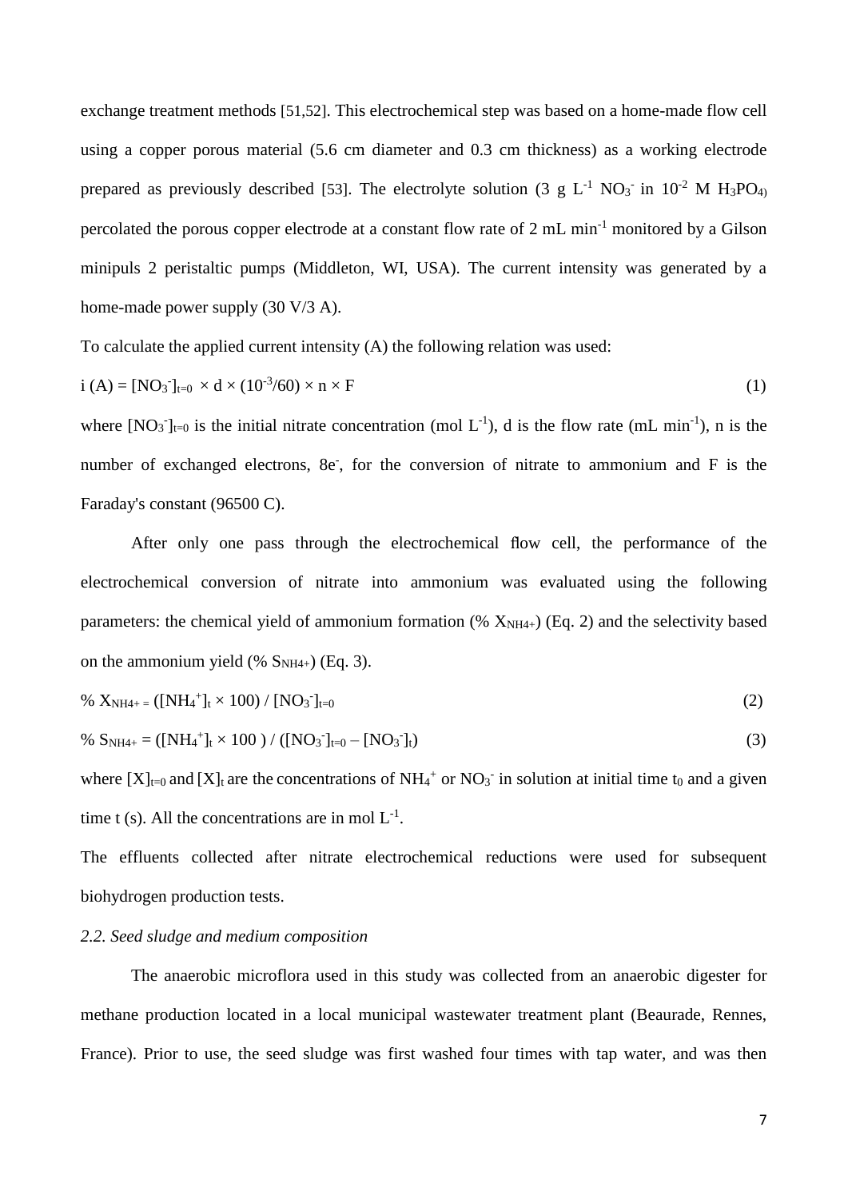exchange treatment methods [51,52]. This electrochemical step was based on a home-made flow cell using a copper porous material (5.6 cm diameter and 0.3 cm thickness) as a working electrode prepared as previously described [53]. The electrolyte solution (3 g $L^{-1}$ $NO_3^-$ in $10^{-2}$ M $H_3PO_4$) percolated the porous copper electrode at a constant flow rate of 2 mL $min^{-1}$ monitored by a Gilson minipuls 2 peristaltic pumps (Middleton, WI, USA). The current intensity was generated by a home-made power supply (30 V/3 A).

To calculate the applied current intensity (A) the following relation was used:

$$i\ (A) = [NO_3^-]_{t=0} \times d \times (10^{-3}/60) \times n \times F \tag{1}$$

where $[NO_3^-]_{t=0}$ is the initial nitrate concentration (mol $L^{-1}$), d is the flow rate (mL $min^{-1}$), n is the number of exchanged electrons, $8e^-$, for the conversion of nitrate to ammonium and F is the Faraday's constant (96500 C).

After only one pass through the electrochemical flow cell, the performance of the electrochemical conversion of nitrate into ammonium was evaluated using the following parameters: the chemical yield of ammonium formation (% $X_{NH4+}$) (Eq. 2) and the selectivity based on the ammonium yield (% $S_{NH4+}$) (Eq. 3).

$$\%\ X_{NH4+} = ([NH_4^+]_t \times 100) / [NO_3^-]_{t=0} \tag{2}$$

$$\%\ S_{NH4+} = ([NH_4^+]_t \times 100\ ) / ([NO_3^-]_{t=0} - [NO_3^-]_t) \tag{3}$$

where $[X]_{t=0}$ and $[X]_t$ are the concentrations of $NH_4^+$ or $NO_3^-$ in solution at initial time $t_0$ and a given time t (s). All the concentrations are in mol $L^{-1}$.

The effluents collected after nitrate electrochemical reductions were used for subsequent biohydrogen production tests.

*2.2. Seed sludge and medium composition*

The anaerobic microflora used in this study was collected from an anaerobic digester for methane production located in a local municipal wastewater treatment plant (Beaurade, Rennes, France). Prior to use, the seed sludge was first washed four times with tap water, and was then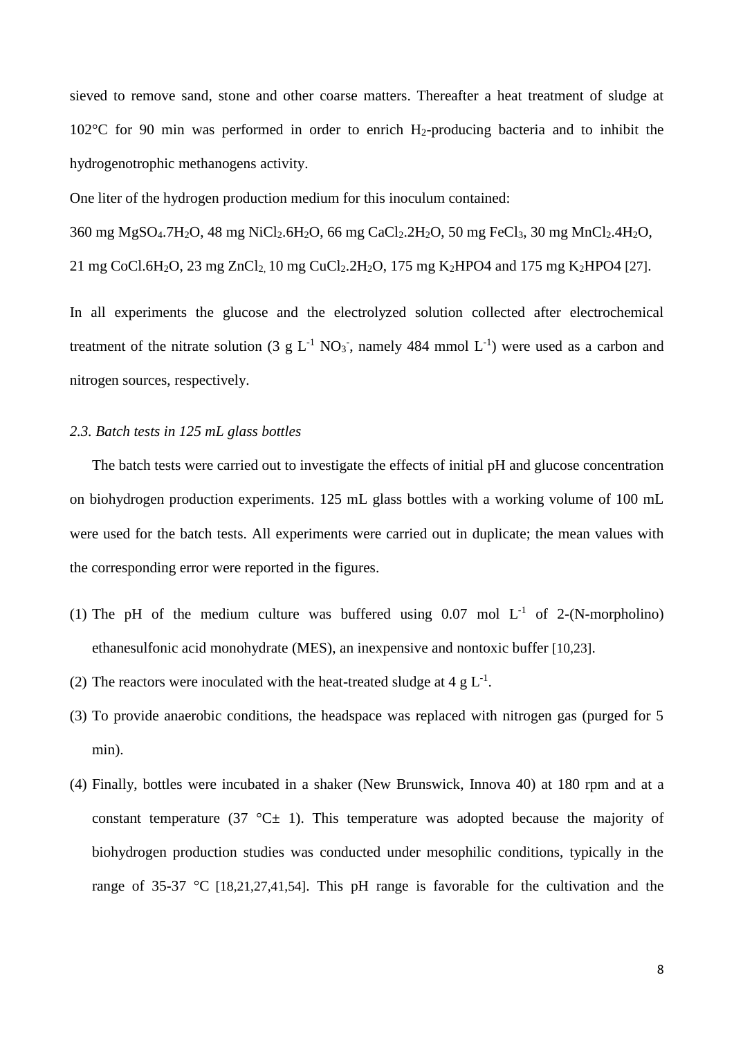sieved to remove sand, stone and other coarse matters. Thereafter a heat treatment of sludge at 102°C for 90 min was performed in order to enrich $H_2$-producing bacteria and to inhibit the hydrogenotrophic methanogens activity.

One liter of the hydrogen production medium for this inoculum contained:

360 mg $MgSO_4.7H_2O$, 48 mg $NiCl_2.6H_2O$, 66 mg $CaCl_2.2H_2O$, 50 mg $FeCl_3$, 30 mg $MnCl_2.4H_2O$, 21 mg $CoCl.6H_2O$, 23 mg $ZnCl_2$, 10 mg $CuCl_2.2H_2O$, 175 mg $K_2HPO4$ and 175 mg $K_2HPO4$ [27].

In all experiments the glucose and the electrolyzed solution collected after electrochemical treatment of the nitrate solution (3 g $L^{-1}$ $NO_3^-$, namely 484 mmol $L^{-1}$) were used as a carbon and nitrogen sources, respectively.

### *2.3. Batch tests in 125 mL glass bottles*

The batch tests were carried out to investigate the effects of initial pH and glucose concentration on biohydrogen production experiments. 125 mL glass bottles with a working volume of 100 mL were used for the batch tests. All experiments were carried out in duplicate; the mean values with the corresponding error were reported in the figures.

(1) The pH of the medium culture was buffered using 0.07 mol $L^{-1}$ of 2-(N-morpholino) ethanesulfonic acid monohydrate (MES), an inexpensive and nontoxic buffer [10,23].
(2) The reactors were inoculated with the heat-treated sludge at 4 g $L^{-1}$.
(3) To provide anaerobic conditions, the headspace was replaced with nitrogen gas (purged for 5 min).
(4) Finally, bottles were incubated in a shaker (New Brunswick, Innova 40) at 180 rpm and at a constant temperature (37 °C± 1). This temperature was adopted because the majority of biohydrogen production studies was conducted under mesophilic conditions, typically in the range of 35-37 °C [18,21,27,41,54]. This pH range is favorable for the cultivation and the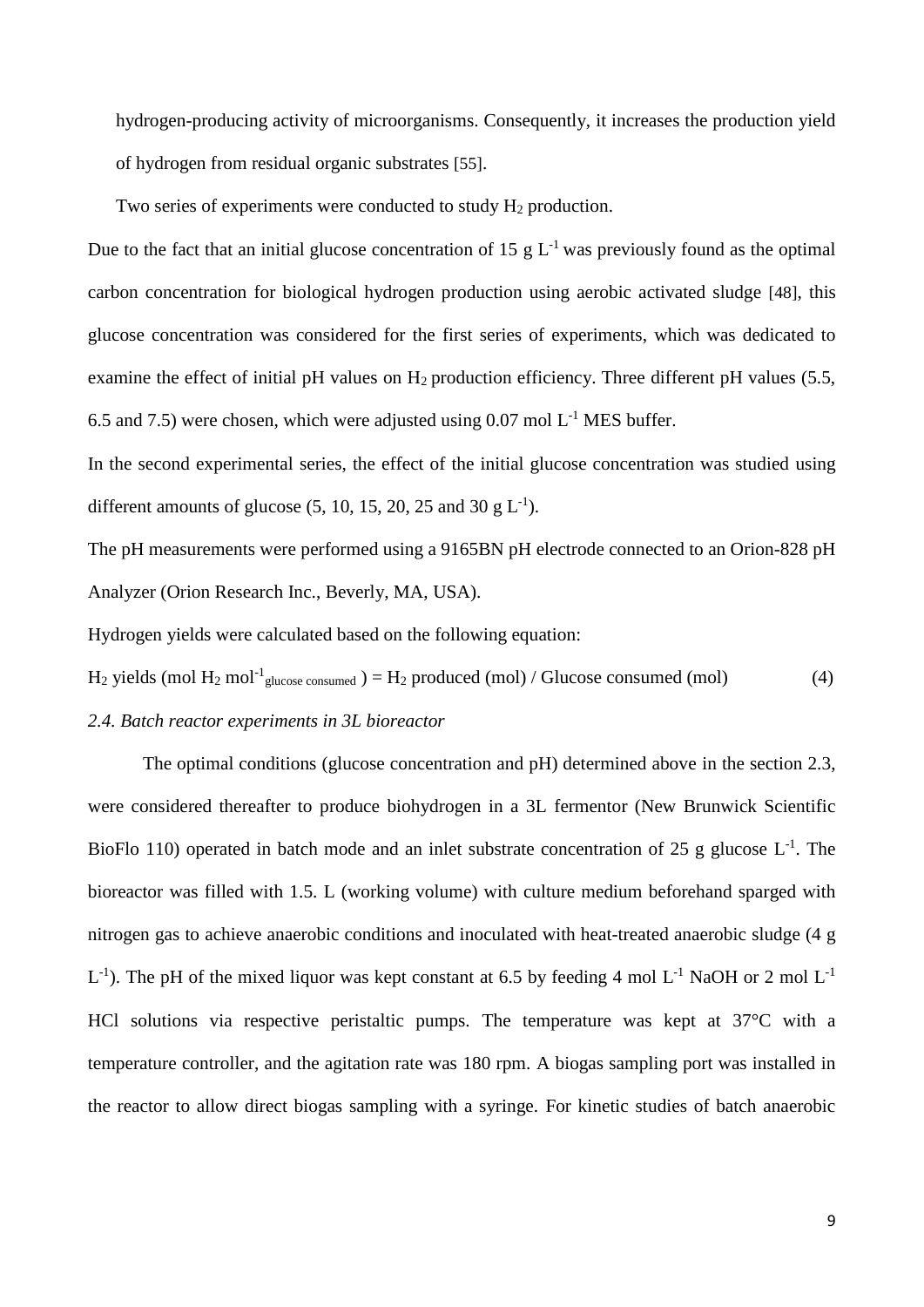hydrogen-producing activity of microorganisms. Consequently, it increases the production yield of hydrogen from residual organic substrates [55].

Two series of experiments were conducted to study $H_2$ production.

Due to the fact that an initial glucose concentration of 15 g $L^{-1}$ was previously found as the optimal carbon concentration for biological hydrogen production using aerobic activated sludge [48], this glucose concentration was considered for the first series of experiments, which was dedicated to examine the effect of initial pH values on $H_2$ production efficiency. Three different pH values (5.5, 6.5 and 7.5) were chosen, which were adjusted using 0.07 mol $L^{-1}$ MES buffer.

In the second experimental series, the effect of the initial glucose concentration was studied using different amounts of glucose (5, 10, 15, 20, 25 and 30 g $L^{-1}$).

The pH measurements were performed using a 9165BN pH electrode connected to an Orion-828 pH Analyzer (Orion Research Inc., Beverly, MA, USA).

Hydrogen yields were calculated based on the following equation:

$$H_2 \text{ yields } (\text{mol } H_2 \text{ mol}^{-1}_{\text{glucose consumed}}) = H_2 \text{ produced (mol)} / \text{Glucose consumed (mol)} \quad (4)$$

*2.4. Batch reactor experiments in 3L bioreactor*

The optimal conditions (glucose concentration and pH) determined above in the section 2.3, were considered thereafter to produce biohydrogen in a 3L fermentor (New Brunswick Scientific BioFlo 110) operated in batch mode and an inlet substrate concentration of 25 g glucose $L^{-1}$. The bioreactor was filled with 1.5. L (working volume) with culture medium beforehand sparged with nitrogen gas to achieve anaerobic conditions and inoculated with heat-treated anaerobic sludge (4 g $L^{-1}$). The pH of the mixed liquor was kept constant at 6.5 by feeding 4 mol $L^{-1}$ NaOH or 2 mol $L^{-1}$ HCl solutions via respective peristaltic pumps. The temperature was kept at 37°C with a temperature controller, and the agitation rate was 180 rpm. A biogas sampling port was installed in the reactor to allow direct biogas sampling with a syringe. For kinetic studies of batch anaerobic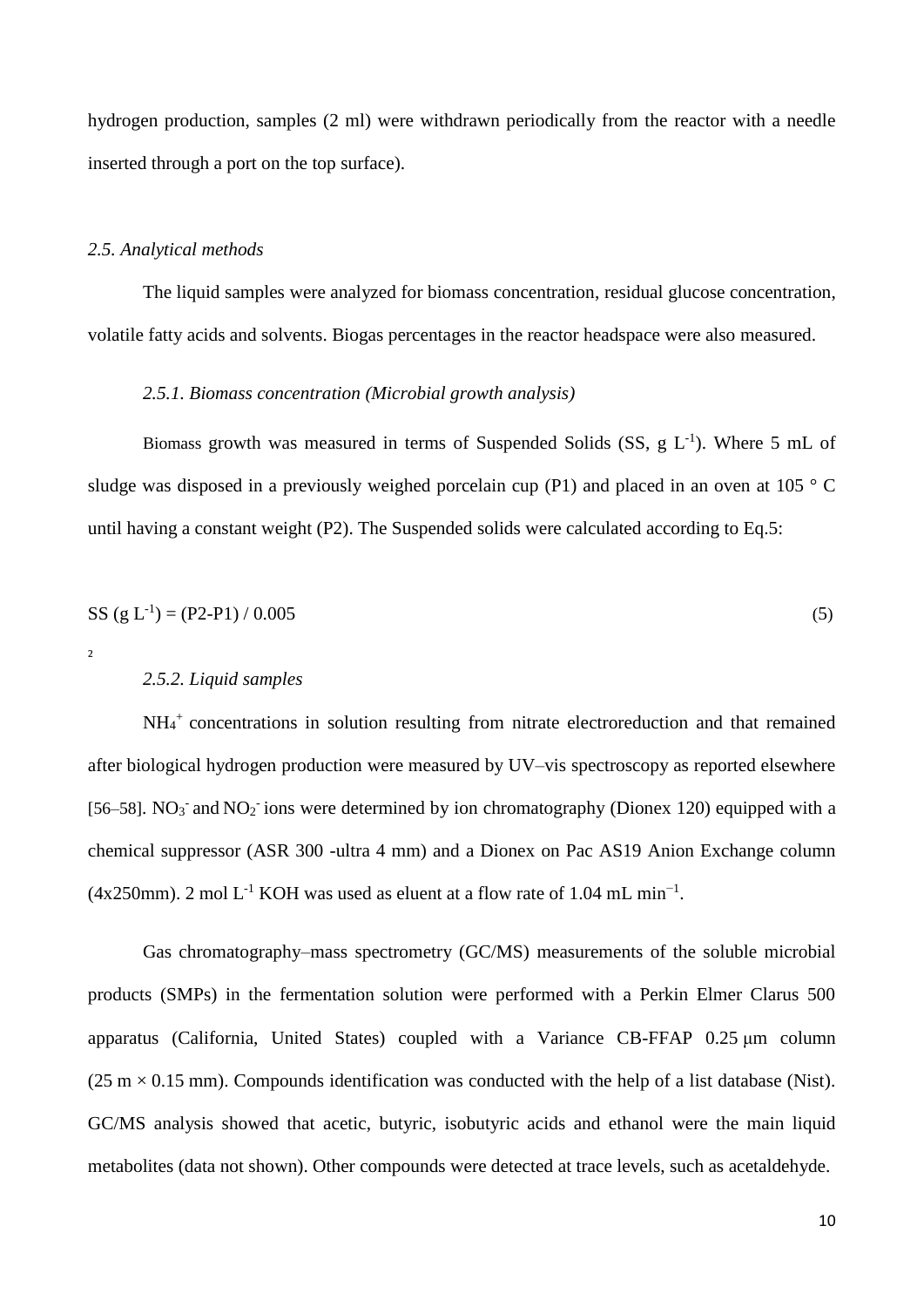hydrogen production, samples (2 ml) were withdrawn periodically from the reactor with a needle inserted through a port on the top surface).

### *2.5. Analytical methods*

The liquid samples were analyzed for biomass concentration, residual glucose concentration, volatile fatty acids and solvents. Biogas percentages in the reactor headspace were also measured.

#### *2.5.1. Biomass concentration (Microbial growth analysis)*

Biomass growth was measured in terms of Suspended Solids (SS, g $L^{-1}$). Where 5 mL of sludge was disposed in a previously weighed porcelain cup (P1) and placed in an oven at 105 ° C until having a constant weight (P2). The Suspended solids were calculated according to Eq.5:

$$SS\ (g\ L^{-1}) = (P2-P1) / 0.005 \tag{5}$$

2

#### *2.5.2. Liquid samples*

$NH_4^+$ concentrations in solution resulting from nitrate electroreduction and that remained after biological hydrogen production were measured by UV–vis spectroscopy as reported elsewhere [56–58]. $NO_3^-$ and $NO_2^-$ ions were determined by ion chromatography (Dionex 120) equipped with a chemical suppressor (ASR 300 -ultra 4 mm) and a Dionex on Pac AS19 Anion Exchange column (4x250mm). 2 mol $L^{-1}$ KOH was used as eluent at a flow rate of 1.04 mL $min^{-1}$.

Gas chromatography–mass spectrometry (GC/MS) measurements of the soluble microbial products (SMPs) in the fermentation solution were performed with a Perkin Elmer Clarus 500 apparatus (California, United States) coupled with a Variance CB-FFAP 0.25 μm column (25 m × 0.15 mm). Compounds identification was conducted with the help of a list database (Nist). GC/MS analysis showed that acetic, butyric, isobutyric acids and ethanol were the main liquid metabolites (data not shown). Other compounds were detected at trace levels, such as acetaldehyde.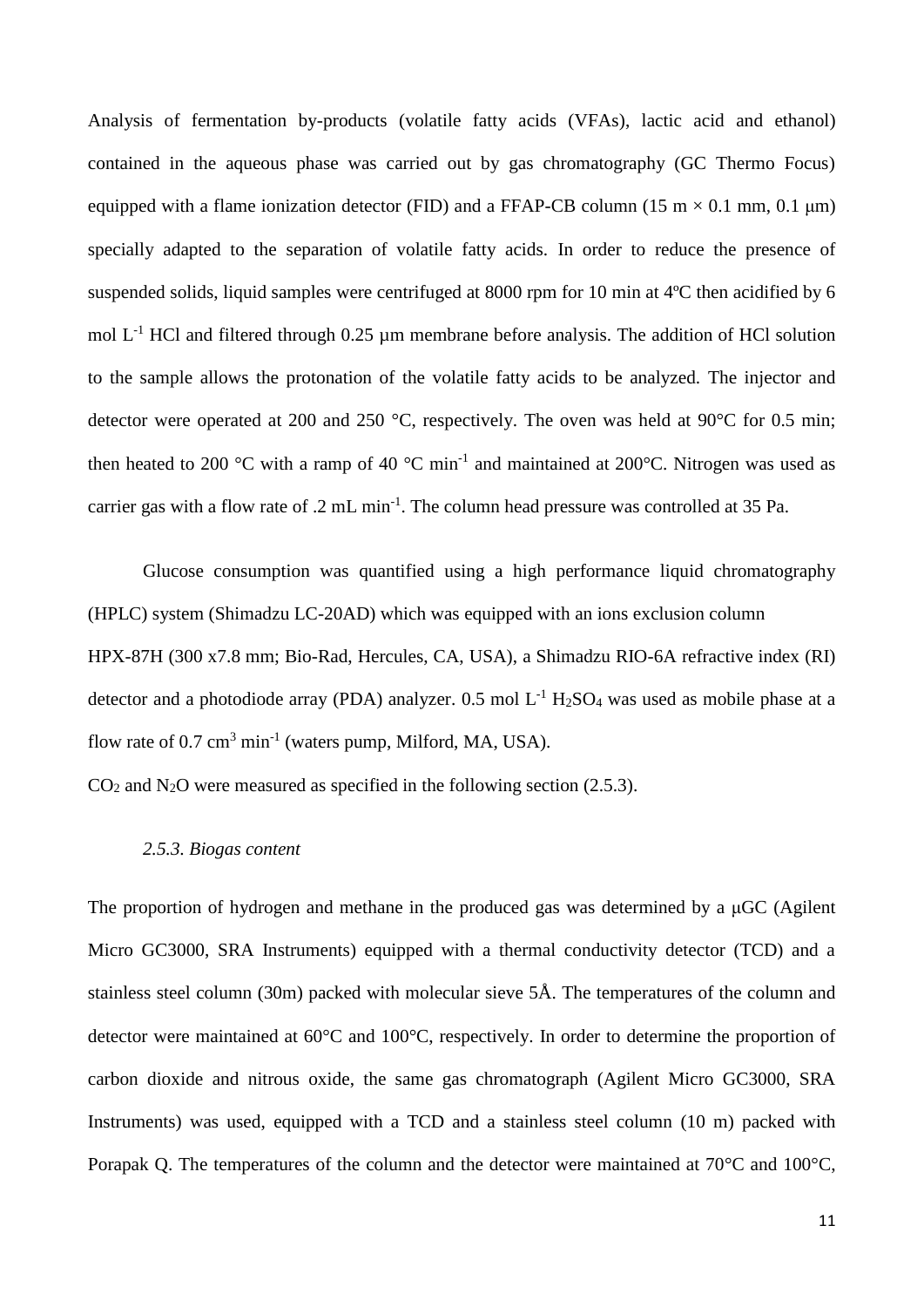Analysis of fermentation by-products (volatile fatty acids (VFAs), lactic acid and ethanol) contained in the aqueous phase was carried out by gas chromatography (GC Thermo Focus) equipped with a flame ionization detector (FID) and a FFAP-CB column (15 m × 0.1 mm, 0.1 μm) specially adapted to the separation of volatile fatty acids. In order to reduce the presence of suspended solids, liquid samples were centrifuged at 8000 rpm for 10 min at 4ºC then acidified by 6 mol $L^{-1}$ HCl and filtered through 0.25 µm membrane before analysis. The addition of HCl solution to the sample allows the protonation of the volatile fatty acids to be analyzed. The injector and detector were operated at 200 and 250 °C, respectively. The oven was held at 90°C for 0.5 min; then heated to 200 °C with a ramp of 40 °C $min^{-1}$ and maintained at 200°C. Nitrogen was used as carrier gas with a flow rate of .2 mL $min^{-1}$. The column head pressure was controlled at 35 Pa.

Glucose consumption was quantified using a high performance liquid chromatography (HPLC) system (Shimadzu LC-20AD) which was equipped with an ions exclusion column HPX-87H (300 x7.8 mm; Bio-Rad, Hercules, CA, USA), a Shimadzu RIO-6A refractive index (RI) detector and a photodiode array (PDA) analyzer. 0.5 mol $L^{-1}$ $H_2SO_4$ was used as mobile phase at a flow rate of 0.7 $cm^3$ $min^{-1}$ (waters pump, Milford, MA, USA).

$CO_2$ and $N_2O$ were measured as specified in the following section (2.5.3).

### *2.5.3. Biogas content*

The proportion of hydrogen and methane in the produced gas was determined by a μGC (Agilent Micro GC3000, SRA Instruments) equipped with a thermal conductivity detector (TCD) and a stainless steel column (30m) packed with molecular sieve 5Å. The temperatures of the column and detector were maintained at 60°C and 100°C, respectively. In order to determine the proportion of carbon dioxide and nitrous oxide, the same gas chromatograph (Agilent Micro GC3000, SRA Instruments) was used, equipped with a TCD and a stainless steel column (10 m) packed with Porapak Q. The temperatures of the column and the detector were maintained at 70°C and 100°C,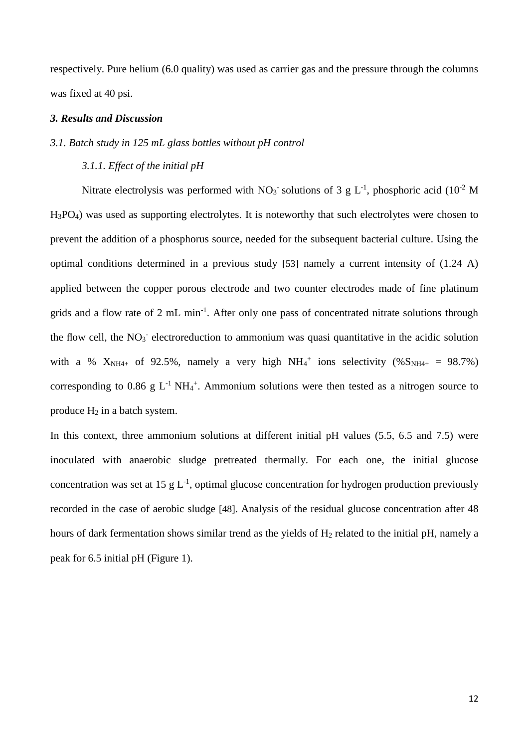respectively. Pure helium (6.0 quality) was used as carrier gas and the pressure through the columns was fixed at 40 psi.

## ***3. Results and Discussion***

### *3.1. Batch study in 125 mL glass bottles without pH control*

#### *3.1.1. Effect of the initial pH*

Nitrate electrolysis was performed with $NO_3^-$ solutions of 3 g $L^{-1}$, phosphoric acid ($10^{-2}$ M $H_3PO_4$) was used as supporting electrolytes. It is noteworthy that such electrolytes were chosen to prevent the addition of a phosphorus source, needed for the subsequent bacterial culture. Using the optimal conditions determined in a previous study [53] namely a current intensity of (1.24 A) applied between the copper porous electrode and two counter electrodes made of fine platinum grids and a flow rate of 2 mL $min^{-1}$. After only one pass of concentrated nitrate solutions through the flow cell, the $NO_3^-$ electroreduction to ammonium was quasi quantitative in the acidic solution with a % $X_{NH4+}$ of 92.5%, namely a very high $NH_4^+$ ions selectivity (%$S_{NH4+}$ = 98.7%) corresponding to 0.86 g $L^{-1}$ $NH_4^+$. Ammonium solutions were then tested as a nitrogen source to produce $H_2$ in a batch system.

In this context, three ammonium solutions at different initial pH values (5.5, 6.5 and 7.5) were inoculated with anaerobic sludge pretreated thermally. For each one, the initial glucose concentration was set at 15 g $L^{-1}$, optimal glucose concentration for hydrogen production previously recorded in the case of aerobic sludge [48]. Analysis of the residual glucose concentration after 48 hours of dark fermentation shows similar trend as the yields of $H_2$ related to the initial pH, namely a peak for 6.5 initial pH (Figure 1).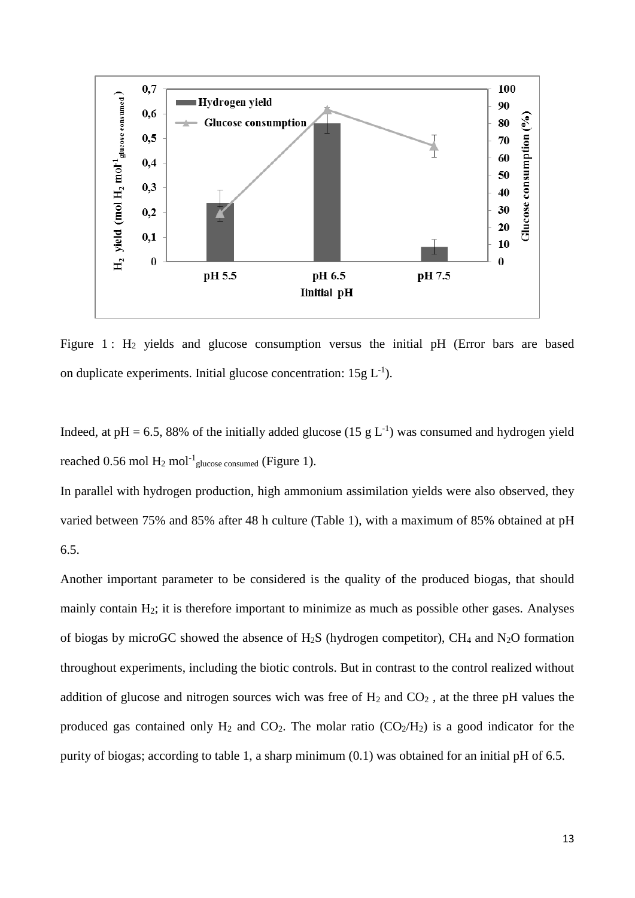Figure 1 : $H_2$ yields and glucose consumption versus the initial pH (Error bars are based on duplicate experiments. Initial glucose concentration: 15g $L^{-1}$).

Indeed, at pH = 6.5, 88% of the initially added glucose (15 g $L^{-1}$) was consumed and hydrogen yield reached 0.56 mol $H_2$ $mol^{-1}_{glucose\ consumed}$ (Figure 1).

In parallel with hydrogen production, high ammonium assimilation yields were also observed, they varied between 75% and 85% after 48 h culture (Table 1), with a maximum of 85% obtained at pH 6.5.

Another important parameter to be considered is the quality of the produced biogas, that should mainly contain $H_2$; it is therefore important to minimize as much as possible other gases. Analyses of biogas by microGC showed the absence of $H_2S$ (hydrogen competitor), $CH_4$ and $N_2O$ formation throughout experiments, including the biotic controls. But in contrast to the control realized without addition of glucose and nitrogen sources wich was free of $H_2$ and $CO_2$ , at the three pH values the produced gas contained only $H_2$ and $CO_2$. The molar ratio ($CO_2$/$H_2$) is a good indicator for the purity of biogas; according to table 1, a sharp minimum (0.1) was obtained for an initial pH of 6.5.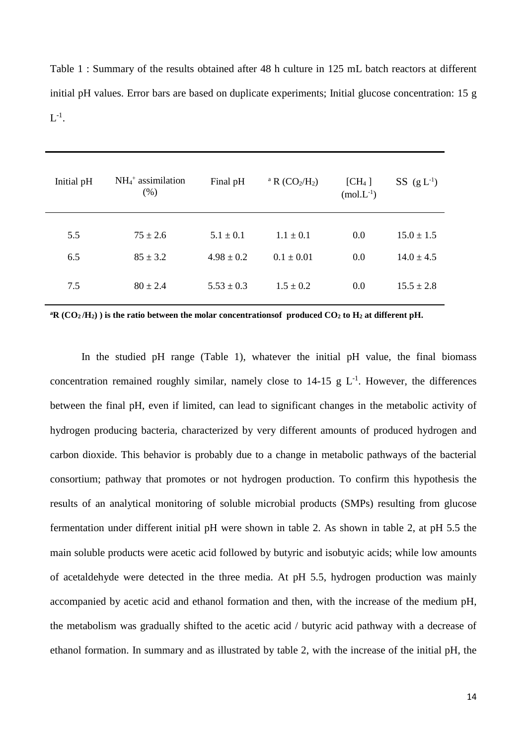Table 1 : Summary of the results obtained after 48 h culture in 125 mL batch reactors at different initial pH values. Error bars are based on duplicate experiments; Initial glucose concentration: 15 g $L^{-1}$.

| Initial pH | $NH_4^+$ assimilation (%) | Final pH | [a] R ($CO_2$/$H_2$) | [$CH_4$] ($mol.L^{-1}$) | SS ($g\ L^{-1}$) |
|---|---|---|---|---|---|
| 5.5 | 75 ± 2.6 | 5.1 ± 0.1 | 1.1 ± 0.1 | 0.0 | 15.0 ± 1.5 |
| 6.5 | 85 ± 3.2 | 4.98 ± 0.2 | 0.1 ± 0.01 | 0.0 | 14.0 ± 4.5 |
| 7.5 | 80 ± 2.4 | 5.53 ± 0.3 | 1.5 ± 0.2 | 0.0 | 15.5 ± 2.8 |

**[a]R ($CO_2$ /$H_2$) ) is the ratio between the molar concentrationsof produced $CO_2$ to $H_2$ at different pH.**

In the studied pH range (Table 1), whatever the initial pH value, the final biomass concentration remained roughly similar, namely close to 14-15 g $L^{-1}$. However, the differences between the final pH, even if limited, can lead to significant changes in the metabolic activity of hydrogen producing bacteria, characterized by very different amounts of produced hydrogen and carbon dioxide. This behavior is probably due to a change in metabolic pathways of the bacterial consortium; pathway that promotes or not hydrogen production. To confirm this hypothesis the results of an analytical monitoring of soluble microbial products (SMPs) resulting from glucose fermentation under different initial pH were shown in table 2. As shown in table 2, at pH 5.5 the main soluble products were acetic acid followed by butyric and isobutyic acids; while low amounts of acetaldehyde were detected in the three media. At pH 5.5, hydrogen production was mainly accompanied by acetic acid and ethanol formation and then, with the increase of the medium pH, the metabolism was gradually shifted to the acetic acid / butyric acid pathway with a decrease of ethanol formation. In summary and as illustrated by table 2, with the increase of the initial pH, the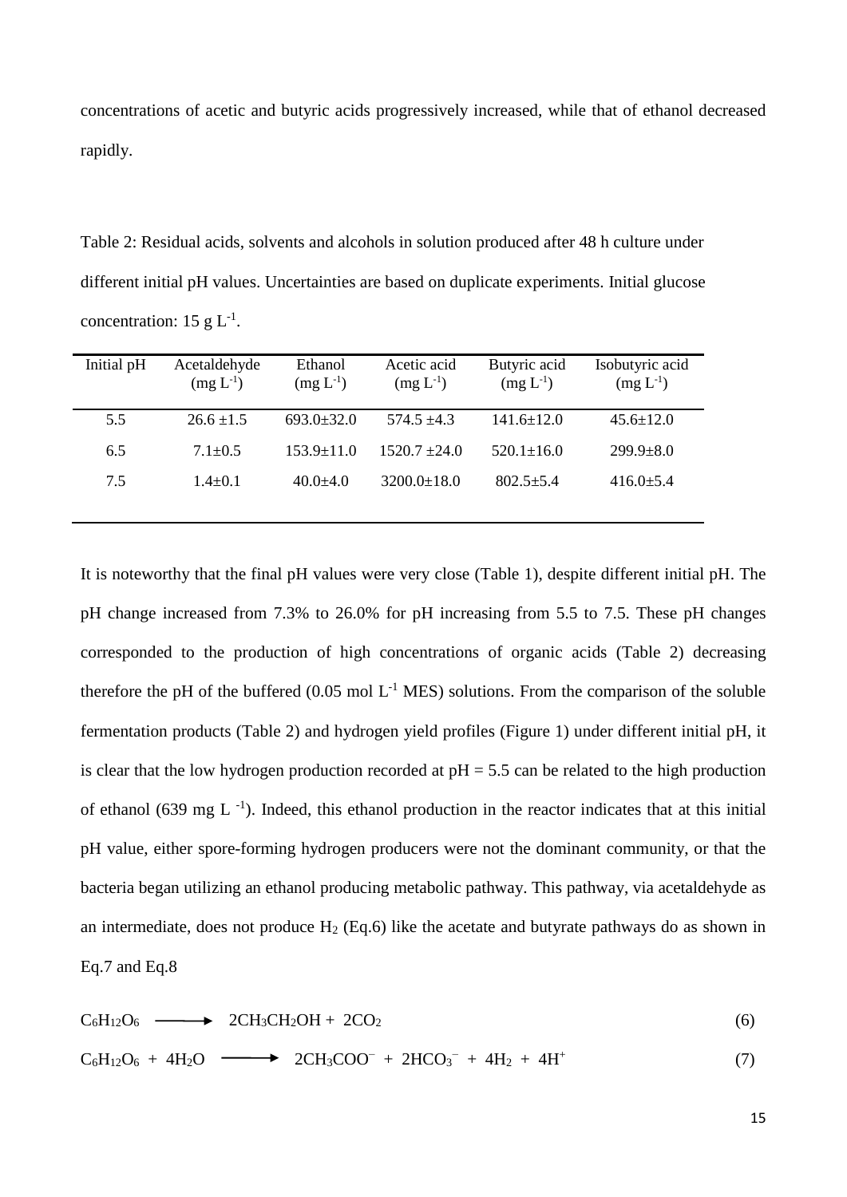concentrations of acetic and butyric acids progressively increased, while that of ethanol decreased rapidly.

Table 2: Residual acids, solvents and alcohols in solution produced after 48 h culture under different initial pH values. Uncertainties are based on duplicate experiments. Initial glucose concentration: 15 g $L^{-1}$.

| Initial pH | Acetaldehyde (mg $L^{-1}$) | Ethanol (mg $L^{-1}$) | Acetic acid (mg $L^{-1}$) | Butyric acid (mg $L^{-1}$) | Isobutyric acid (mg $L^{-1}$) |
|---|---|---|---|---|---|
| 5.5 | 26.6 ±1.5 | 693.0±32.0 | 574.5 ±4.3 | 141.6±12.0 | 45.6±12.0 |
| 6.5 | 7.1±0.5 | 153.9±11.0 | 1520.7 ±24.0 | 520.1±16.0 | 299.9±8.0 |
| 7.5 | 1.4±0.1 | 40.0±4.0 | 3200.0±18.0 | 802.5±5.4 | 416.0±5.4 |

It is noteworthy that the final pH values were very close (Table 1), despite different initial pH. The pH change increased from 7.3% to 26.0% for pH increasing from 5.5 to 7.5. These pH changes corresponded to the production of high concentrations of organic acids (Table 2) decreasing therefore the pH of the buffered (0.05 mol $L^{-1}$ MES) solutions. From the comparison of the soluble fermentation products (Table 2) and hydrogen yield profiles (Figure 1) under different initial pH, it is clear that the low hydrogen production recorded at pH = 5.5 can be related to the high production of ethanol (639 mg $L^{-1}$). Indeed, this ethanol production in the reactor indicates that at this initial pH value, either spore-forming hydrogen producers were not the dominant community, or that the bacteria began utilizing an ethanol producing metabolic pathway. This pathway, via acetaldehyde as an intermediate, does not produce $H_2$ (Eq.6) like the acetate and butyrate pathways do as shown in Eq.7 and Eq.8

$$C_6H_{12}O_6 \longrightarrow 2CH_3CH_2OH + 2CO_2 \tag{6}$$

$$C_6H_{12}O_6 + 4H_2O \longrightarrow 2CH_3COO^- + 2HCO_3^- + 4H_2 + 4H^+ \tag{7}$$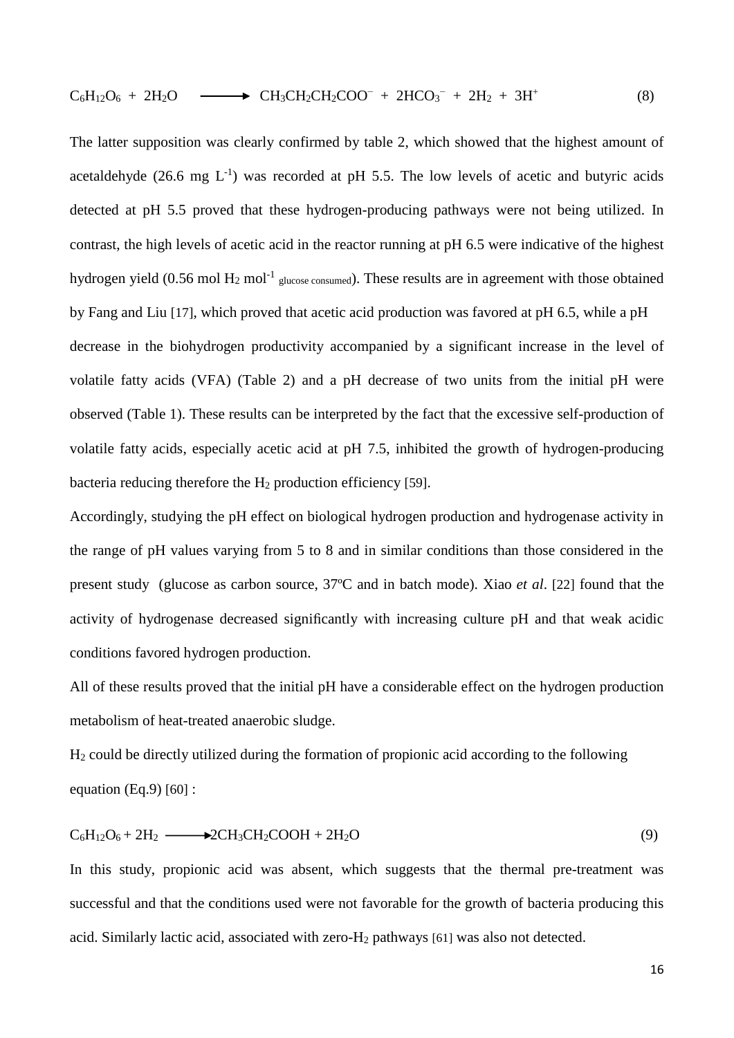$$C_6H_{12}O_6 + 2H_2O \longrightarrow CH_3CH_2CH_2COO^- + 2HCO_3^- + 2H_2 + 3H^+ \quad (8)$$

The latter supposition was clearly confirmed by table 2, which showed that the highest amount of acetaldehyde (26.6 mg $L^{-1}$) was recorded at pH 5.5. The low levels of acetic and butyric acids detected at pH 5.5 proved that these hydrogen-producing pathways were not being utilized. In contrast, the high levels of acetic acid in the reactor running at pH 6.5 were indicative of the highest hydrogen yield (0.56 mol $H_2$ $mol^{-1}$ $_{\text{glucose consumed}}$). These results are in agreement with those obtained by Fang and Liu [17], which proved that acetic acid production was favored at pH 6.5, while a pH decrease in the biohydrogen productivity accompanied by a significant increase in the level of volatile fatty acids (VFA) (Table 2) and a pH decrease of two units from the initial pH were observed (Table 1). These results can be interpreted by the fact that the excessive self-production of volatile fatty acids, especially acetic acid at pH 7.5, inhibited the growth of hydrogen-producing bacteria reducing therefore the $H_2$ production efficiency [59].

Accordingly, studying the pH effect on biological hydrogen production and hydrogenase activity in the range of pH values varying from 5 to 8 and in similar conditions than those considered in the present study (glucose as carbon source, 37ºC and in batch mode). Xiao *et al*. [22] found that the activity of hydrogenase decreased significantly with increasing culture pH and that weak acidic conditions favored hydrogen production.

All of these results proved that the initial pH have a considerable effect on the hydrogen production metabolism of heat-treated anaerobic sludge.

$H_2$ could be directly utilized during the formation of propionic acid according to the following equation (Eq.9) [60] :

$$C_6H_{12}O_6 + 2H_2 \longrightarrow 2CH_3CH_2COOH + 2H_2O \quad (9)$$

In this study, propionic acid was absent, which suggests that the thermal pre-treatment was successful and that the conditions used were not favorable for the growth of bacteria producing this acid. Similarly lactic acid, associated with zero-$H_2$ pathways [61] was also not detected.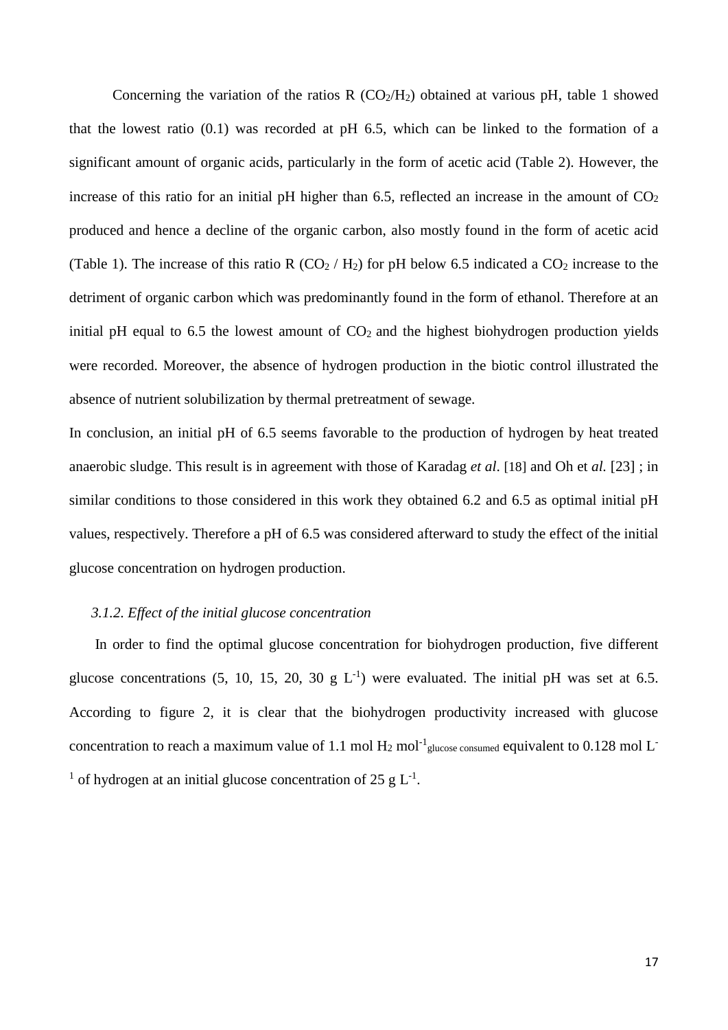Concerning the variation of the ratios R ($CO_2/H_2$) obtained at various pH, table 1 showed that the lowest ratio (0.1) was recorded at pH 6.5, which can be linked to the formation of a significant amount of organic acids, particularly in the form of acetic acid (Table 2). However, the increase of this ratio for an initial pH higher than 6.5, reflected an increase in the amount of $CO_2$ produced and hence a decline of the organic carbon, also mostly found in the form of acetic acid (Table 1). The increase of this ratio R ($CO_2$ / $H_2$) for pH below 6.5 indicated a $CO_2$ increase to the detriment of organic carbon which was predominantly found in the form of ethanol. Therefore at an initial pH equal to 6.5 the lowest amount of $CO_2$ and the highest biohydrogen production yields were recorded. Moreover, the absence of hydrogen production in the biotic control illustrated the absence of nutrient solubilization by thermal pretreatment of sewage.

In conclusion, an initial pH of 6.5 seems favorable to the production of hydrogen by heat treated anaerobic sludge. This result is in agreement with those of Karadag *et al*. [18] and Oh et *al.* [23] ; in similar conditions to those considered in this work they obtained 6.2 and 6.5 as optimal initial pH values, respectively. Therefore a pH of 6.5 was considered afterward to study the effect of the initial glucose concentration on hydrogen production.

### *3.1.2. Effect of the initial glucose concentration*

In order to find the optimal glucose concentration for biohydrogen production, five different glucose concentrations (5, 10, 15, 20, 30 g $L^{-1}$) were evaluated. The initial pH was set at 6.5. According to figure 2, it is clear that the biohydrogen productivity increased with glucose concentration to reach a maximum value of 1.1 mol $H_2$ $mol^{-1}_{glucose\ consumed}$ equivalent to 0.128 mol $L^{-1}$ of hydrogen at an initial glucose concentration of 25 g $L^{-1}$.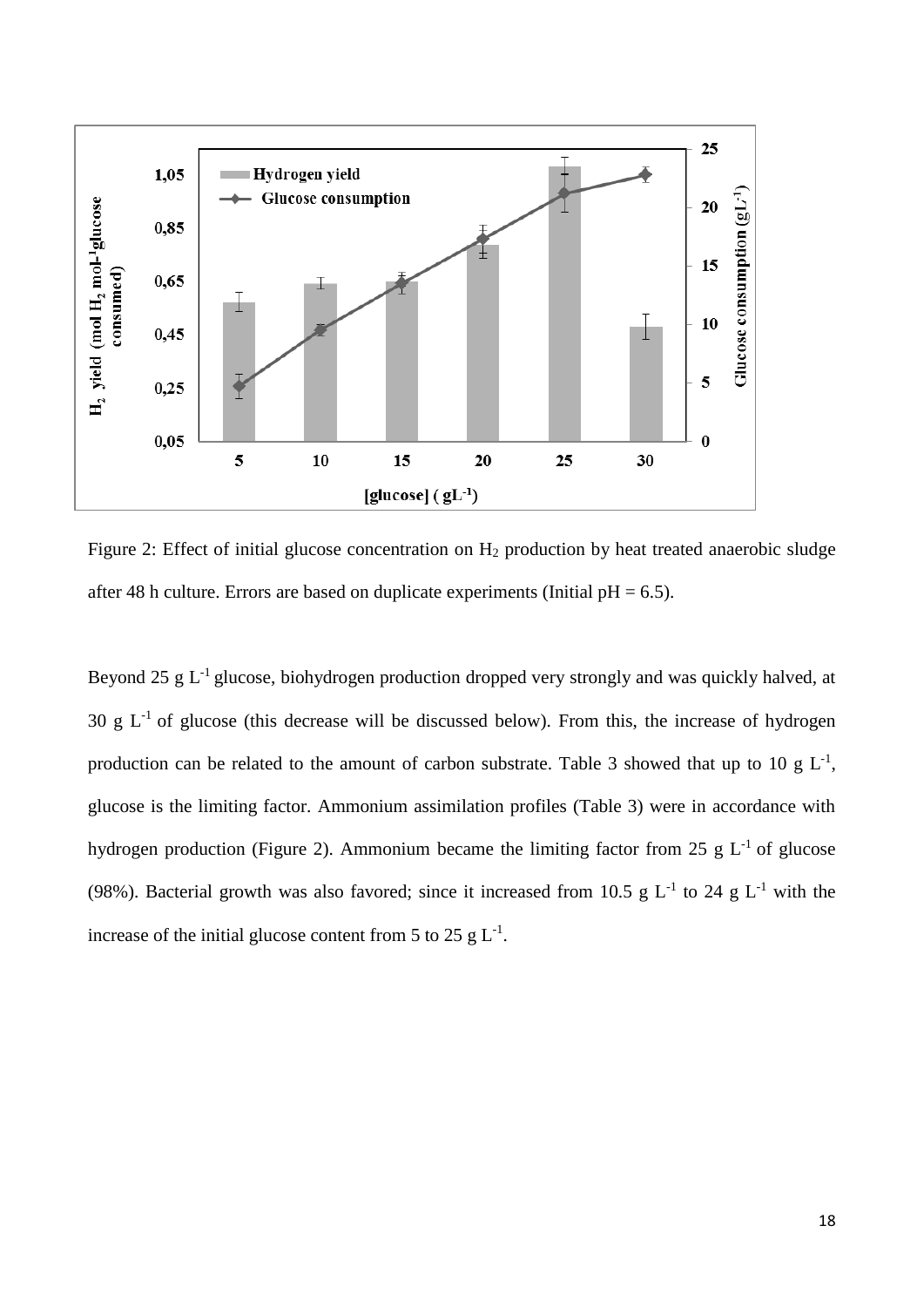Figure 2: Effect of initial glucose concentration on $H_2$ production by heat treated anaerobic sludge after 48 h culture. Errors are based on duplicate experiments (Initial pH = 6.5).

Beyond 25 g $L^{-1}$ glucose, biohydrogen production dropped very strongly and was quickly halved, at 30 g $L^{-1}$ of glucose (this decrease will be discussed below). From this, the increase of hydrogen production can be related to the amount of carbon substrate. Table 3 showed that up to 10 g $L^{-1}$, glucose is the limiting factor. Ammonium assimilation profiles (Table 3) were in accordance with hydrogen production (Figure 2). Ammonium became the limiting factor from 25 g $L^{-1}$ of glucose (98%). Bacterial growth was also favored; since it increased from 10.5 g $L^{-1}$ to 24 g $L^{-1}$ with the increase of the initial glucose content from 5 to 25 g $L^{-1}$.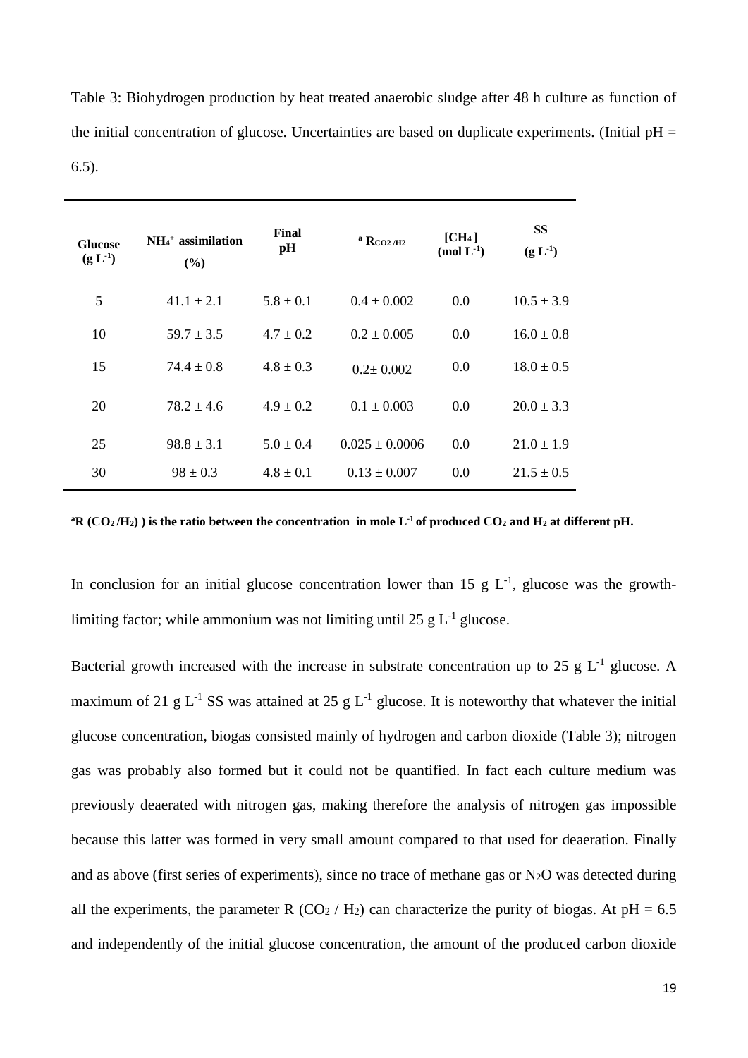Table 3: Biohydrogen production by heat treated anaerobic sludge after 48 h culture as function of the initial concentration of glucose. Uncertainties are based on duplicate experiments. (Initial pH = 6.5).

| **Glucose ($g\ L^{-1}$)** | **$NH_4^+$ assimilation (%)** | **Final pH** | **[a] $R_{CO2/H2}$** | **[$CH_4$] ($mol\ L^{-1}$)** | **SS ($g\ L^{-1}$)** |
|---|---|---|---|---|---|
| 5 | 41.1 ± 2.1 | 5.8 ± 0.1 | 0.4 ± 0.002 | 0.0 | 10.5 ± 3.9 |
| 10 | 59.7 ± 3.5 | 4.7 ± 0.2 | 0.2 ± 0.005 | 0.0 | 16.0 ± 0.8 |
| 15 | 74.4 ± 0.8 | 4.8 ± 0.3 | 0.2± 0.002 | 0.0 | 18.0 ± 0.5 |
| 20 | 78.2 ± 4.6 | 4.9 ± 0.2 | 0.1 ± 0.003 | 0.0 | 20.0 ± 3.3 |
| 25 | 98.8 ± 3.1 | 5.0 ± 0.4 | 0.025 ± 0.0006 | 0.0 | 21.0 ± 1.9 |
| 30 | 98 ± 0.3 | 4.8 ± 0.1 | 0.13 ± 0.007 | 0.0 | 21.5 ± 0.5 |

**[a]R ($CO_2$/$H_2$) ) is the ratio between the concentration in mole $L^{-1}$ of produced $CO_2$ and $H_2$ at different pH.**

In conclusion for an initial glucose concentration lower than 15 g $L^{-1}$, glucose was the growth-limiting factor; while ammonium was not limiting until 25 g $L^{-1}$ glucose.

Bacterial growth increased with the increase in substrate concentration up to 25 g $L^{-1}$ glucose. A maximum of 21 g $L^{-1}$ SS was attained at 25 g $L^{-1}$ glucose. It is noteworthy that whatever the initial glucose concentration, biogas consisted mainly of hydrogen and carbon dioxide (Table 3); nitrogen gas was probably also formed but it could not be quantified. In fact each culture medium was previously deaerated with nitrogen gas, making therefore the analysis of nitrogen gas impossible because this latter was formed in very small amount compared to that used for deaeration. Finally and as above (first series of experiments), since no trace of methane gas or $N_2O$ was detected during all the experiments, the parameter R ($CO_2$ / $H_2$) can characterize the purity of biogas. At pH = 6.5 and independently of the initial glucose concentration, the amount of the produced carbon dioxide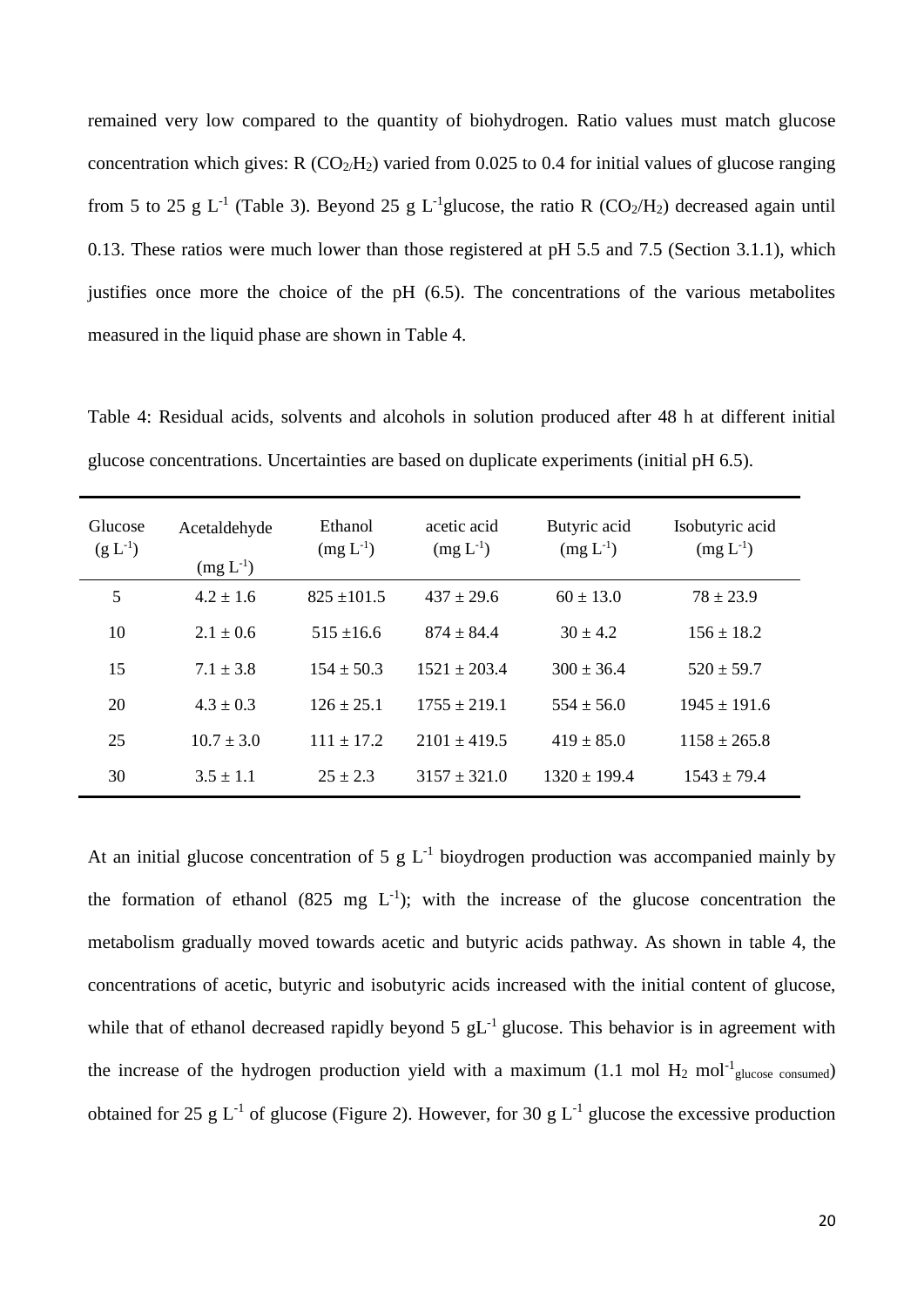remained very low compared to the quantity of biohydrogen. Ratio values must match glucose concentration which gives: R ($CO_2/H_2$) varied from 0.025 to 0.4 for initial values of glucose ranging from 5 to 25 g $L^{-1}$ (Table 3). Beyond 25 g $L^{-1}$glucose, the ratio R ($CO_2/H_2$) decreased again until 0.13. These ratios were much lower than those registered at pH 5.5 and 7.5 (Section 3.1.1), which justifies once more the choice of the pH (6.5). The concentrations of the various metabolites measured in the liquid phase are shown in Table 4.

Table 4: Residual acids, solvents and alcohols in solution produced after 48 h at different initial glucose concentrations. Uncertainties are based on duplicate experiments (initial pH 6.5).

| Glucose (g $L^{-1}$) | Acetaldehyde (mg $L^{-1}$) | Ethanol (mg $L^{-1}$) | acetic acid (mg $L^{-1}$) | Butyric acid (mg $L^{-1}$) | Isobutyric acid (mg $L^{-1}$) |
|---|---|---|---|---|---|
| 5 | 4.2 ± 1.6 | 825 ±101.5 | 437 ± 29.6 | 60 ± 13.0 | 78 ± 23.9 |
| 10 | 2.1 ± 0.6 | 515 ±16.6 | 874 ± 84.4 | 30 ± 4.2 | 156 ± 18.2 |
| 15 | 7.1 ± 3.8 | 154 ± 50.3 | 1521 ± 203.4 | 300 ± 36.4 | 520 ± 59.7 |
| 20 | 4.3 ± 0.3 | 126 ± 25.1 | 1755 ± 219.1 | 554 ± 56.0 | 1945 ± 191.6 |
| 25 | 10.7 ± 3.0 | 111 ± 17.2 | 2101 ± 419.5 | 419 ± 85.0 | 1158 ± 265.8 |
| 30 | 3.5 ± 1.1 | 25 ± 2.3 | 3157 ± 321.0 | 1320 ± 199.4 | 1543 ± 79.4 |

At an initial glucose concentration of 5 g $L^{-1}$ bioydrogen production was accompanied mainly by the formation of ethanol (825 mg $L^{-1}$); with the increase of the glucose concentration the metabolism gradually moved towards acetic and butyric acids pathway. As shown in table 4, the concentrations of acetic, butyric and isobutyric acids increased with the initial content of glucose, while that of ethanol decreased rapidly beyond 5 $gL^{-1}$ glucose. This behavior is in agreement with the increase of the hydrogen production yield with a maximum (1.1 mol $H_2$ $mol^{-1}_{glucose\ consumed}$) obtained for 25 g $L^{-1}$ of glucose (Figure 2). However, for 30 g $L^{-1}$ glucose the excessive production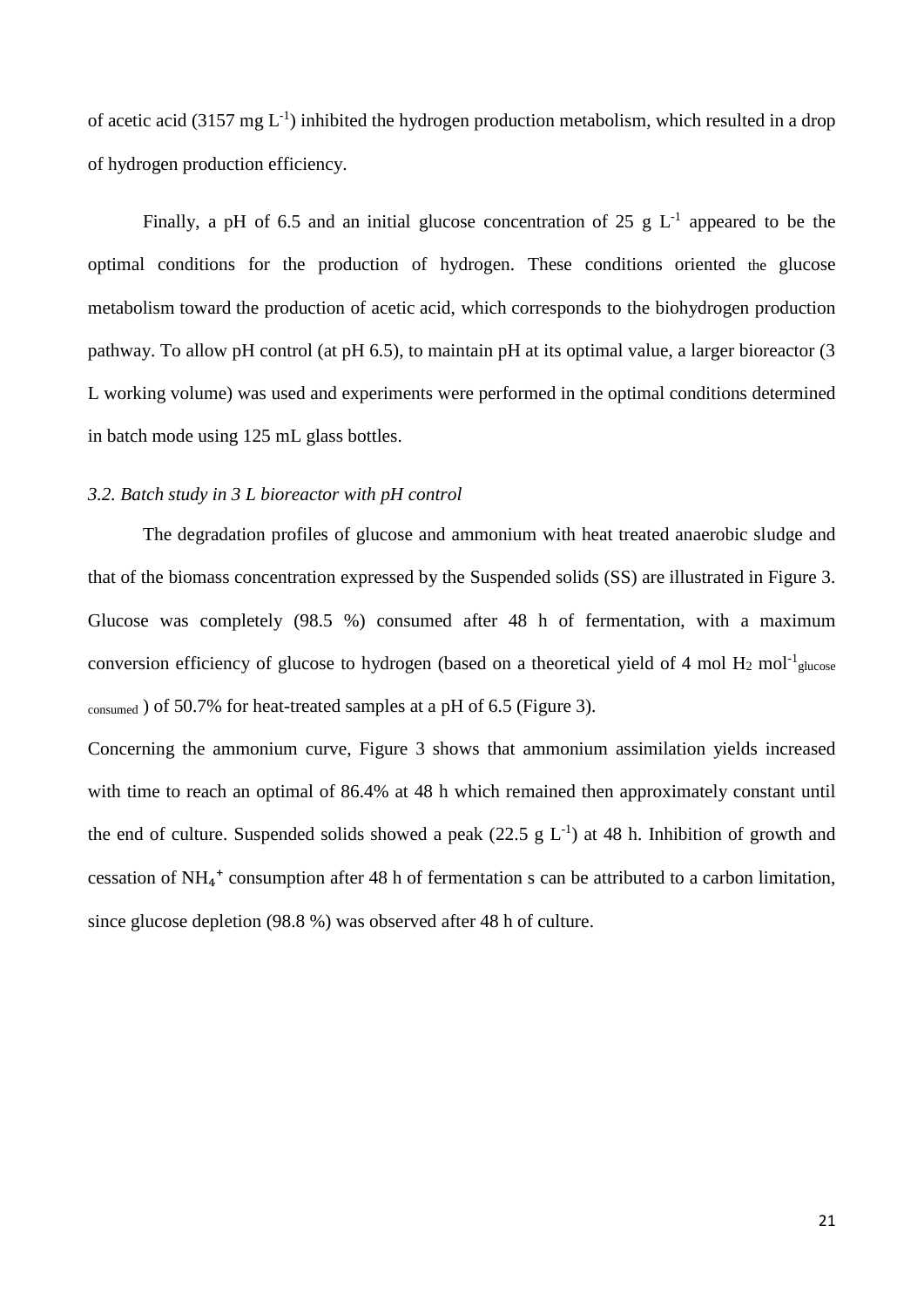of acetic acid (3157 mg $L^{-1}$) inhibited the hydrogen production metabolism, which resulted in a drop of hydrogen production efficiency.

Finally, a pH of 6.5 and an initial glucose concentration of 25 g $L^{-1}$ appeared to be the optimal conditions for the production of hydrogen. These conditions oriented the glucose metabolism toward the production of acetic acid, which corresponds to the biohydrogen production pathway. To allow pH control (at pH 6.5), to maintain pH at its optimal value, a larger bioreactor (3 L working volume) was used and experiments were performed in the optimal conditions determined in batch mode using 125 mL glass bottles.

### *3.2. Batch study in 3 L bioreactor with pH control*

The degradation profiles of glucose and ammonium with heat treated anaerobic sludge and that of the biomass concentration expressed by the Suspended solids (SS) are illustrated in Figure 3. Glucose was completely (98.5 %) consumed after 48 h of fermentation, with a maximum conversion efficiency of glucose to hydrogen (based on a theoretical yield of 4 mol $H_2$ $mol^{-1}_{glucose\ consumed}$ ) of 50.7% for heat-treated samples at a pH of 6.5 (Figure 3).

Concerning the ammonium curve, Figure 3 shows that ammonium assimilation yields increased with time to reach an optimal of 86.4% at 48 h which remained then approximately constant until the end of culture. Suspended solids showed a peak (22.5 g $L^{-1}$) at 48 h. Inhibition of growth and cessation of $NH_4^+$ consumption after 48 h of fermentation s can be attributed to a carbon limitation, since glucose depletion (98.8 %) was observed after 48 h of culture.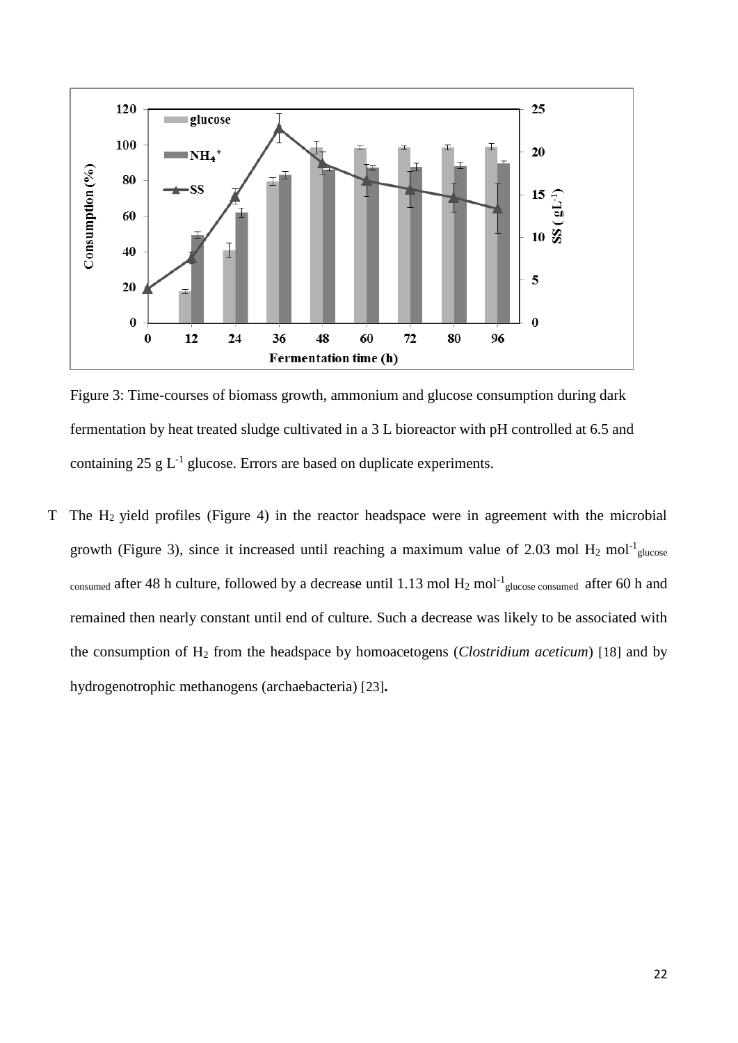Figure 3: Time-courses of biomass growth, ammonium and glucose consumption during dark fermentation by heat treated sludge cultivated in a 3 L bioreactor with pH controlled at 6.5 and containing 25 g $L^{-1}$ glucose. Errors are based on duplicate experiments.

T The $H_2$ yield profiles (Figure 4) in the reactor headspace were in agreement with the microbial growth (Figure 3), since it increased until reaching a maximum value of 2.03 mol $H_2$ $mol^{-1}_{glucose\ consumed}$ after 48 h culture, followed by a decrease until 1.13 mol $H_2$ $mol^{-1}_{glucose\ consumed}$ after 60 h and remained then nearly constant until end of culture. Such a decrease was likely to be associated with the consumption of $H_2$ from the headspace by homoacetogens (*Clostridium aceticum*) [18] and by hydrogenotrophic methanogens (archaebacteria) [23]**.**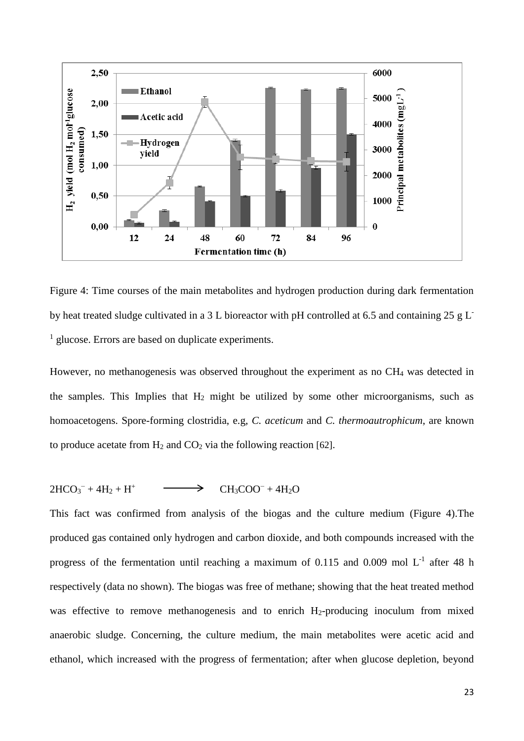Figure 4: Time courses of the main metabolites and hydrogen production during dark fermentation by heat treated sludge cultivated in a 3 L bioreactor with pH controlled at 6.5 and containing 25 g $L^{-1}$ glucose. Errors are based on duplicate experiments.

However, no methanogenesis was observed throughout the experiment as no $CH_4$ was detected in the samples. This Implies that $H_2$ might be utilized by some other microorganisms, such as homoacetogens. Spore-forming clostridia, e.g, *C. aceticum* and *C. thermoautrophicum*, are known to produce acetate from $H_2$ and $CO_2$ via the following reaction [62].

$$2HCO_3^- + 4H_2 + H^+ \longrightarrow CH_3COO^- + 4H_2O$$

This fact was confirmed from analysis of the biogas and the culture medium (Figure 4).The produced gas contained only hydrogen and carbon dioxide, and both compounds increased with the progress of the fermentation until reaching a maximum of 0.115 and 0.009 mol $L^{-1}$ after 48 h respectively (data no shown). The biogas was free of methane; showing that the heat treated method was effective to remove methanogenesis and to enrich $H_2$-producing inoculum from mixed anaerobic sludge. Concerning, the culture medium, the main metabolites were acetic acid and ethanol, which increased with the progress of fermentation; after when glucose depletion, beyond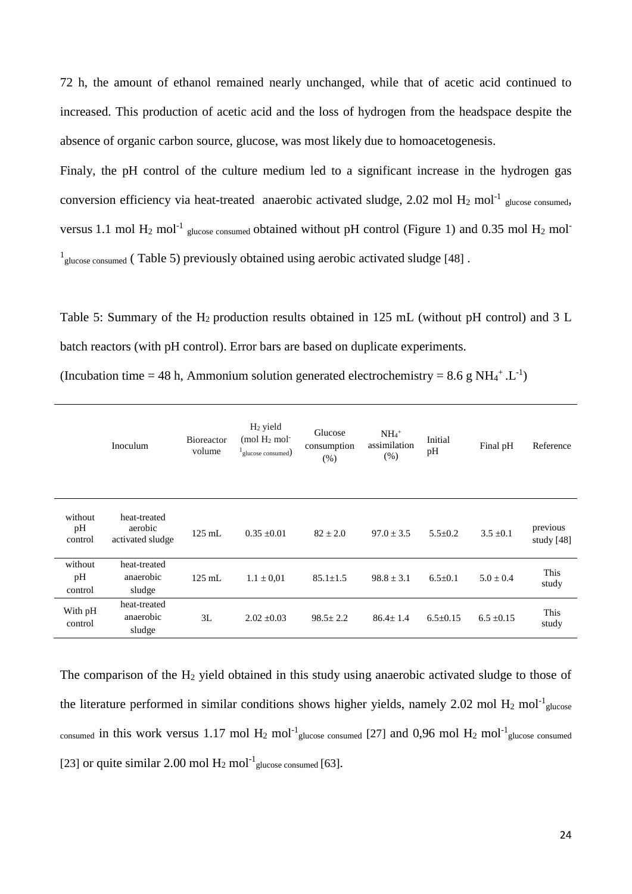72 h, the amount of ethanol remained nearly unchanged, while that of acetic acid continued to increased. This production of acetic acid and the loss of hydrogen from the headspace despite the absence of organic carbon source, glucose, was most likely due to homoacetogenesis.

Finaly, the pH control of the culture medium led to a significant increase in the hydrogen gas conversion efficiency via heat-treated anaerobic activated sludge, 2.02 mol $H_2$ $mol^{-1}$ $_{glucose\ consumed}$, versus 1.1 mol $H_2$ $mol^{-1}$ $_{glucose\ consumed}$ obtained without pH control (Figure 1) and 0.35 mol $H_2$ $mol^{-1}$ $_{glucose\ consumed}$ ( Table 5) previously obtained using aerobic activated sludge [48] .

Table 5: Summary of the $H_2$ production results obtained in 125 mL (without pH control) and 3 L batch reactors (with pH control). Error bars are based on duplicate experiments.

(Incubation time = 48 h, Ammonium solution generated electrochemistry = 8.6 g $NH_4^+ .L^{-1}$)

| | Inoculum | Bioreactor volume | $H_2$ yield (mol $H_2$ $mol^{-1}$ $_{glucose\ consumed}$) | Glucose consumption (%) | $NH_4^+$ assimilation (%) | Initial pH | Final pH | Reference |
|---|---|---|---|---|---|---|---|---|
| without pH control | heat-treated aerobic activated sludge | 125 mL | 0.35 ±0.01 | 82 ± 2.0 | 97.0 ± 3.5 | 5.5±0.2 | 3.5 ±0.1 | previous study [48] |
| without pH control | heat-treated anaerobic sludge | 125 mL | 1.1 ± 0,01 | 85.1±1.5 | 98.8 ± 3.1 | 6.5±0.1 | 5.0 ± 0.4 | This study |
| With pH control | heat-treated anaerobic sludge | 3L | 2.02 ±0.03 | 98.5± 2.2 | 86.4± 1.4 | 6.5±0.15 | 6.5 ±0.15 | This study |

The comparison of the $H_2$ yield obtained in this study using anaerobic activated sludge to those of the literature performed in similar conditions shows higher yields, namely 2.02 mol $H_2$ $mol^{-1}$ $_{glucose\ consumed}$ in this work versus 1.17 mol $H_2$ $mol^{-1}$ $_{glucose\ consumed}$ [27] and 0,96 mol $H_2$ $mol^{-1}$ $_{glucose\ consumed}$ [23] or quite similar 2.00 mol $H_2$ $mol^{-1}$ $_{glucose\ consumed}$ [63].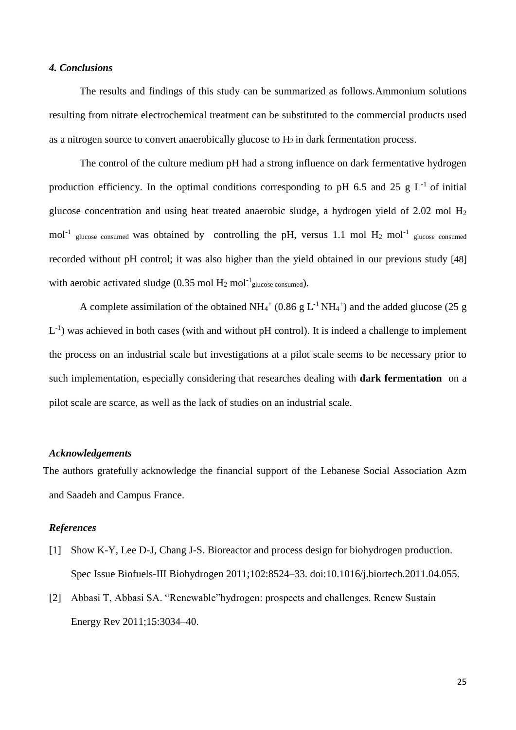### *4. Conclusions*

The results and findings of this study can be summarized as follows.Ammonium solutions resulting from nitrate electrochemical treatment can be substituted to the commercial products used as a nitrogen source to convert anaerobically glucose to $H_2$ in dark fermentation process.

The control of the culture medium pH had a strong influence on dark fermentative hydrogen production efficiency. In the optimal conditions corresponding to pH 6.5 and 25 g $L^{-1}$ of initial glucose concentration and using heat treated anaerobic sludge, a hydrogen yield of 2.02 mol $H_2$ $mol^{-1}$ $_{glucose\ consumed}$ was obtained by controlling the pH, versus 1.1 mol $H_2$ $mol^{-1}$ $_{glucose\ consumed}$ recorded without pH control; it was also higher than the yield obtained in our previous study [48] with aerobic activated sludge (0.35 mol $H_2$ $mol^{-1}{}_{glucose\ consumed}$).

A complete assimilation of the obtained $NH_4^+$ (0.86 g $L^{-1}$ $NH_4^+$) and the added glucose (25 g $L^{-1}$) was achieved in both cases (with and without pH control). It is indeed a challenge to implement the process on an industrial scale but investigations at a pilot scale seems to be necessary prior to such implementation, especially considering that researches dealing with **dark fermentation** on a pilot scale are scarce, as well as the lack of studies on an industrial scale.

### *Acknowledgements*

The authors gratefully acknowledge the financial support of the Lebanese Social Association Azm and Saadeh and Campus France.

### *References*

[1] Show K-Y, Lee D-J, Chang J-S. Bioreactor and process design for biohydrogen production. Spec Issue Biofuels-III Biohydrogen 2011;102:8524–33. doi:10.1016/j.biortech.2011.04.055.

[2] Abbasi T, Abbasi SA. "Renewable"hydrogen: prospects and challenges. Renew Sustain Energy Rev 2011;15:3034–40.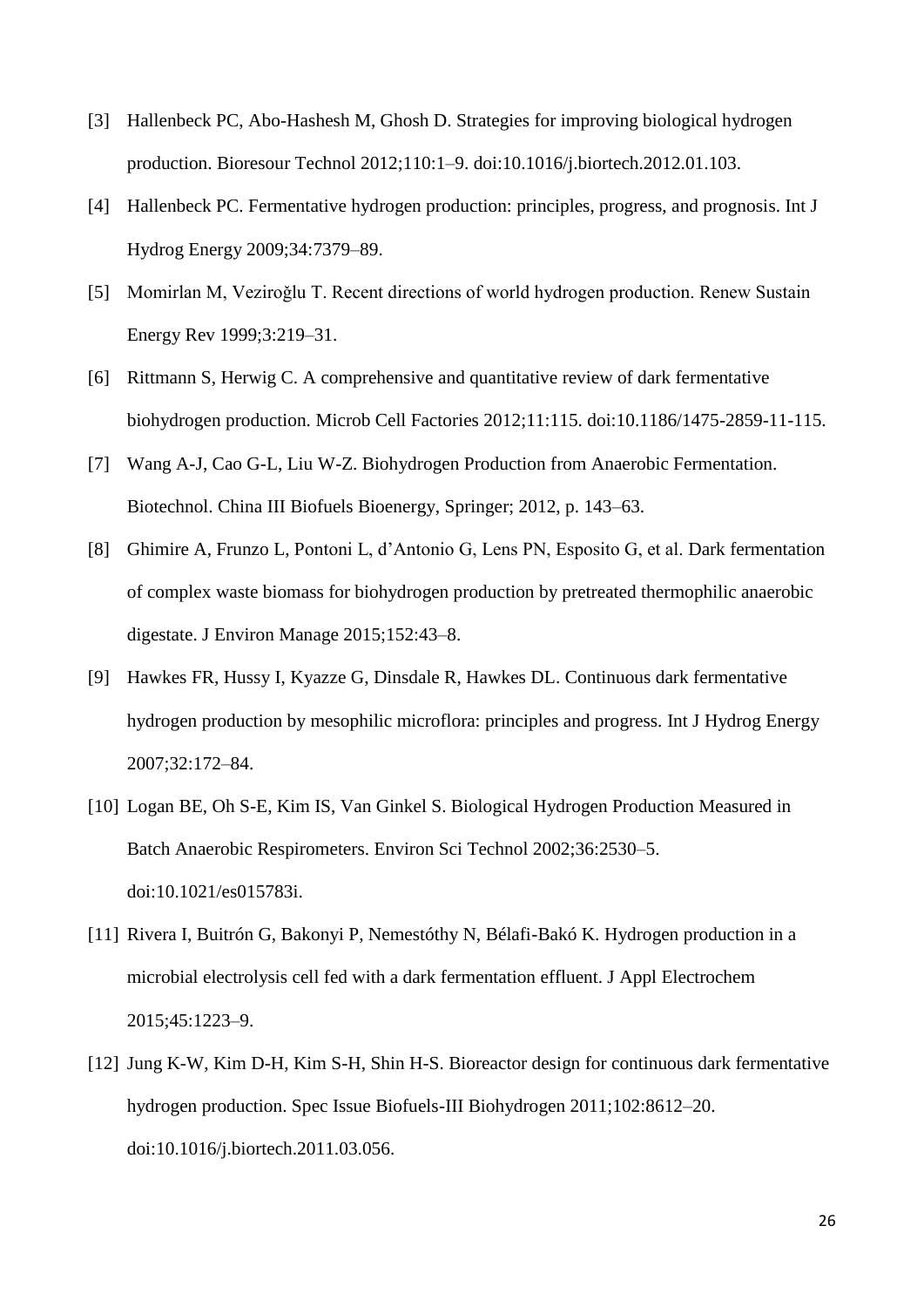[3] Hallenbeck PC, Abo-Hashesh M, Ghosh D. Strategies for improving biological hydrogen production. Bioresour Technol 2012;110:1–9. doi:10.1016/j.biortech.2012.01.103.

[4] Hallenbeck PC. Fermentative hydrogen production: principles, progress, and prognosis. Int J Hydrog Energy 2009;34:7379–89.

[5] Momirlan M, Veziroğlu T. Recent directions of world hydrogen production. Renew Sustain Energy Rev 1999;3:219–31.

[6] Rittmann S, Herwig C. A comprehensive and quantitative review of dark fermentative biohydrogen production. Microb Cell Factories 2012;11:115. doi:10.1186/1475-2859-11-115.

[7] Wang A-J, Cao G-L, Liu W-Z. Biohydrogen Production from Anaerobic Fermentation. Biotechnol. China III Biofuels Bioenergy, Springer; 2012, p. 143–63.

[8] Ghimire A, Frunzo L, Pontoni L, d'Antonio G, Lens PN, Esposito G, et al. Dark fermentation of complex waste biomass for biohydrogen production by pretreated thermophilic anaerobic digestate. J Environ Manage 2015;152:43–8.

[9] Hawkes FR, Hussy I, Kyazze G, Dinsdale R, Hawkes DL. Continuous dark fermentative hydrogen production by mesophilic microflora: principles and progress. Int J Hydrog Energy 2007;32:172–84.

[10] Logan BE, Oh S-E, Kim IS, Van Ginkel S. Biological Hydrogen Production Measured in Batch Anaerobic Respirometers. Environ Sci Technol 2002;36:2530–5. doi:10.1021/es015783i.

[11] Rivera I, Buitrón G, Bakonyi P, Nemestóthy N, Bélafi-Bakó K. Hydrogen production in a microbial electrolysis cell fed with a dark fermentation effluent. J Appl Electrochem 2015;45:1223–9.

[12] Jung K-W, Kim D-H, Kim S-H, Shin H-S. Bioreactor design for continuous dark fermentative hydrogen production. Spec Issue Biofuels-III Biohydrogen 2011;102:8612–20. doi:10.1016/j.biortech.2011.03.056.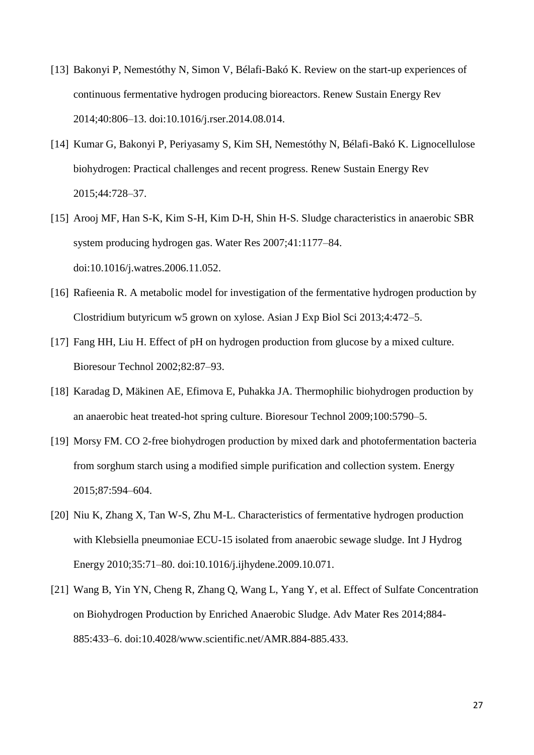[13] Bakonyi P, Nemestóthy N, Simon V, Bélafi-Bakó K. Review on the start-up experiences of continuous fermentative hydrogen producing bioreactors. Renew Sustain Energy Rev 2014;40:806–13. doi:10.1016/j.rser.2014.08.014.

[14] Kumar G, Bakonyi P, Periyasamy S, Kim SH, Nemestóthy N, Bélafi-Bakó K. Lignocellulose biohydrogen: Practical challenges and recent progress. Renew Sustain Energy Rev 2015;44:728–37.

[15] Arooj MF, Han S-K, Kim S-H, Kim D-H, Shin H-S. Sludge characteristics in anaerobic SBR system producing hydrogen gas. Water Res 2007;41:1177–84. doi:10.1016/j.watres.2006.11.052.

[16] Rafieenia R. A metabolic model for investigation of the fermentative hydrogen production by Clostridium butyricum w5 grown on xylose. Asian J Exp Biol Sci 2013;4:472–5.

[17] Fang HH, Liu H. Effect of pH on hydrogen production from glucose by a mixed culture. Bioresour Technol 2002;82:87–93.

[18] Karadag D, Mäkinen AE, Efimova E, Puhakka JA. Thermophilic biohydrogen production by an anaerobic heat treated-hot spring culture. Bioresour Technol 2009;100:5790–5.

[19] Morsy FM. CO 2-free biohydrogen production by mixed dark and photofermentation bacteria from sorghum starch using a modified simple purification and collection system. Energy 2015;87:594–604.

[20] Niu K, Zhang X, Tan W-S, Zhu M-L. Characteristics of fermentative hydrogen production with Klebsiella pneumoniae ECU-15 isolated from anaerobic sewage sludge. Int J Hydrog Energy 2010;35:71–80. doi:10.1016/j.ijhydene.2009.10.071.

[21] Wang B, Yin YN, Cheng R, Zhang Q, Wang L, Yang Y, et al. Effect of Sulfate Concentration on Biohydrogen Production by Enriched Anaerobic Sludge. Adv Mater Res 2014;884-885:433–6. doi:10.4028/www.scientific.net/AMR.884-885.433.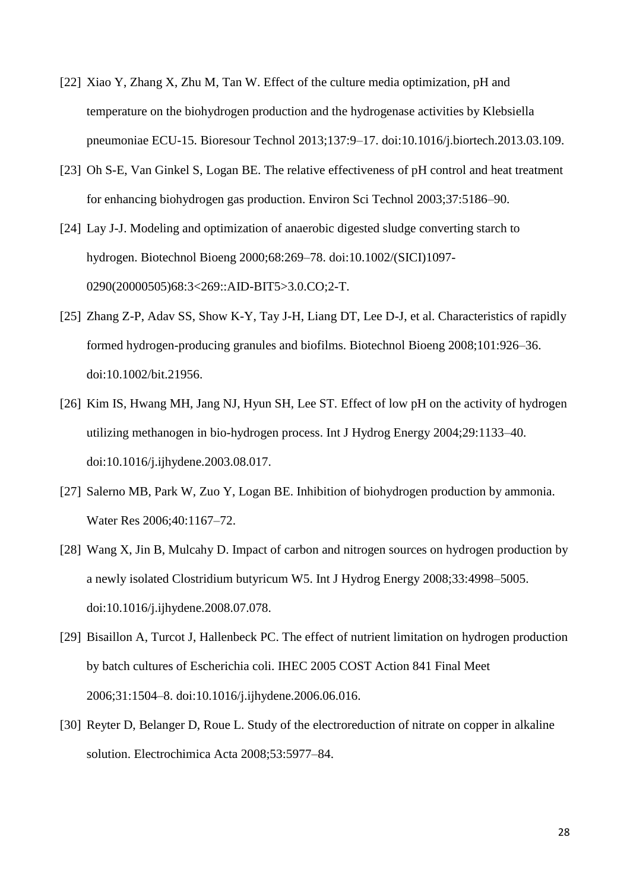[22] Xiao Y, Zhang X, Zhu M, Tan W. Effect of the culture media optimization, pH and temperature on the biohydrogen production and the hydrogenase activities by Klebsiella pneumoniae ECU-15. Bioresour Technol 2013;137:9–17. doi:10.1016/j.biortech.2013.03.109.

[23] Oh S-E, Van Ginkel S, Logan BE. The relative effectiveness of pH control and heat treatment for enhancing biohydrogen gas production. Environ Sci Technol 2003;37:5186–90.

[24] Lay J-J. Modeling and optimization of anaerobic digested sludge converting starch to hydrogen. Biotechnol Bioeng 2000;68:269–78. doi:10.1002/(SICI)1097-0290(20000505)68:3<269::AID-BIT5>3.0.CO;2-T.

[25] Zhang Z-P, Adav SS, Show K-Y, Tay J-H, Liang DT, Lee D-J, et al. Characteristics of rapidly formed hydrogen-producing granules and biofilms. Biotechnol Bioeng 2008;101:926–36. doi:10.1002/bit.21956.

[26] Kim IS, Hwang MH, Jang NJ, Hyun SH, Lee ST. Effect of low pH on the activity of hydrogen utilizing methanogen in bio-hydrogen process. Int J Hydrog Energy 2004;29:1133–40. doi:10.1016/j.ijhydene.2003.08.017.

[27] Salerno MB, Park W, Zuo Y, Logan BE. Inhibition of biohydrogen production by ammonia. Water Res 2006;40:1167–72.

[28] Wang X, Jin B, Mulcahy D. Impact of carbon and nitrogen sources on hydrogen production by a newly isolated Clostridium butyricum W5. Int J Hydrog Energy 2008;33:4998–5005. doi:10.1016/j.ijhydene.2008.07.078.

[29] Bisaillon A, Turcot J, Hallenbeck PC. The effect of nutrient limitation on hydrogen production by batch cultures of Escherichia coli. IHEC 2005 COST Action 841 Final Meet 2006;31:1504–8. doi:10.1016/j.ijhydene.2006.06.016.

[30] Reyter D, Belanger D, Roue L. Study of the electroreduction of nitrate on copper in alkaline solution. Electrochimica Acta 2008;53:5977–84.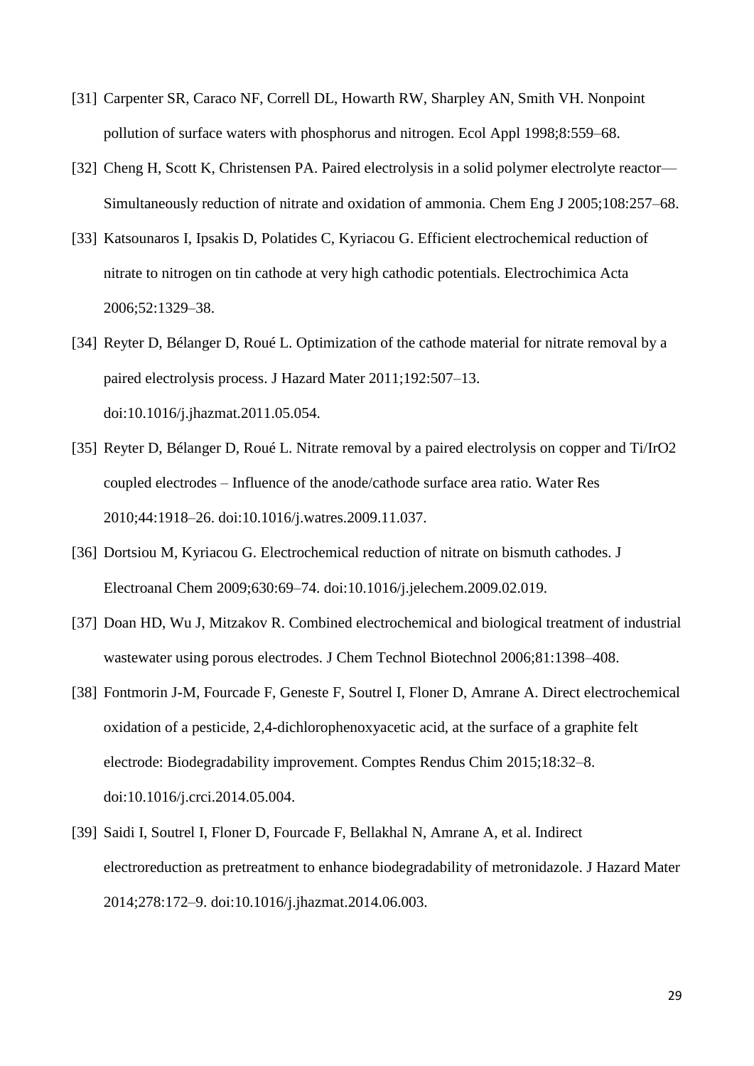[31] Carpenter SR, Caraco NF, Correll DL, Howarth RW, Sharpley AN, Smith VH. Nonpoint pollution of surface waters with phosphorus and nitrogen. Ecol Appl 1998;8:559–68.

[32] Cheng H, Scott K, Christensen PA. Paired electrolysis in a solid polymer electrolyte reactor—Simultaneously reduction of nitrate and oxidation of ammonia. Chem Eng J 2005;108:257–68.

[33] Katsounaros I, Ipsakis D, Polatides C, Kyriacou G. Efficient electrochemical reduction of nitrate to nitrogen on tin cathode at very high cathodic potentials. Electrochimica Acta 2006;52:1329–38.

[34] Reyter D, Bélanger D, Roué L. Optimization of the cathode material for nitrate removal by a paired electrolysis process. J Hazard Mater 2011;192:507–13. doi:10.1016/j.jhazmat.2011.05.054.

[35] Reyter D, Bélanger D, Roué L. Nitrate removal by a paired electrolysis on copper and Ti/IrO2 coupled electrodes – Influence of the anode/cathode surface area ratio. Water Res 2010;44:1918–26. doi:10.1016/j.watres.2009.11.037.

[36] Dortsiou M, Kyriacou G. Electrochemical reduction of nitrate on bismuth cathodes. J Electroanal Chem 2009;630:69–74. doi:10.1016/j.jelechem.2009.02.019.

[37] Doan HD, Wu J, Mitzakov R. Combined electrochemical and biological treatment of industrial wastewater using porous electrodes. J Chem Technol Biotechnol 2006;81:1398–408.

[38] Fontmorin J-M, Fourcade F, Geneste F, Soutrel I, Floner D, Amrane A. Direct electrochemical oxidation of a pesticide, 2,4-dichlorophenoxyacetic acid, at the surface of a graphite felt electrode: Biodegradability improvement. Comptes Rendus Chim 2015;18:32–8. doi:10.1016/j.crci.2014.05.004.

[39] Saidi I, Soutrel I, Floner D, Fourcade F, Bellakhal N, Amrane A, et al. Indirect electroreduction as pretreatment to enhance biodegradability of metronidazole. J Hazard Mater 2014;278:172–9. doi:10.1016/j.jhazmat.2014.06.003.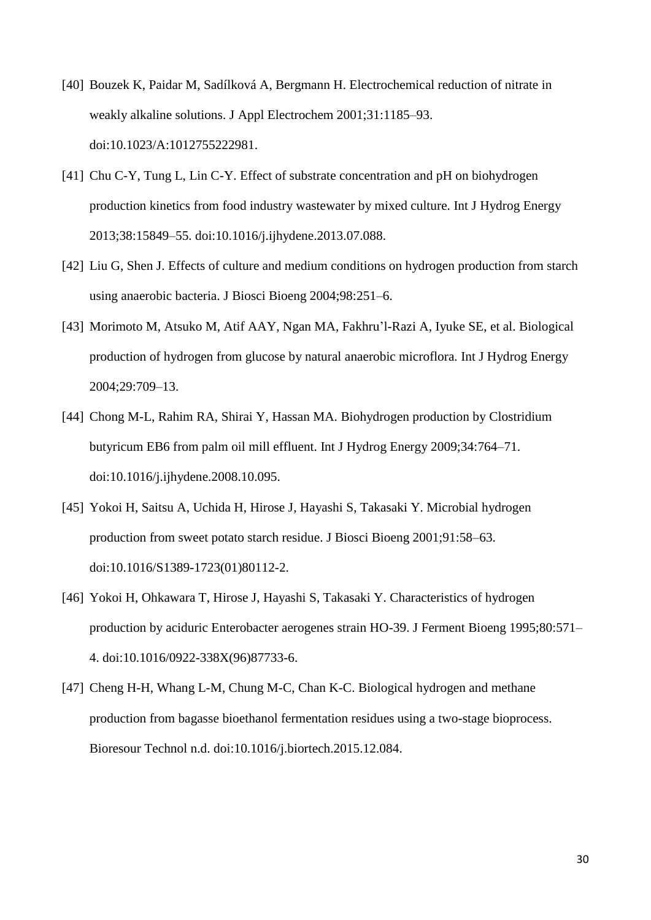[40] Bouzek K, Paidar M, Sadílková A, Bergmann H. Electrochemical reduction of nitrate in weakly alkaline solutions. J Appl Electrochem 2001;31:1185–93. doi:10.1023/A:1012755222981.

[41] Chu C-Y, Tung L, Lin C-Y. Effect of substrate concentration and pH on biohydrogen production kinetics from food industry wastewater by mixed culture. Int J Hydrog Energy 2013;38:15849–55. doi:10.1016/j.ijhydene.2013.07.088.

[42] Liu G, Shen J. Effects of culture and medium conditions on hydrogen production from starch using anaerobic bacteria. J Biosci Bioeng 2004;98:251–6.

[43] Morimoto M, Atsuko M, Atif AAY, Ngan MA, Fakhru'l-Razi A, Iyuke SE, et al. Biological production of hydrogen from glucose by natural anaerobic microflora. Int J Hydrog Energy 2004;29:709–13.

[44] Chong M-L, Rahim RA, Shirai Y, Hassan MA. Biohydrogen production by Clostridium butyricum EB6 from palm oil mill effluent. Int J Hydrog Energy 2009;34:764–71. doi:10.1016/j.ijhydene.2008.10.095.

[45] Yokoi H, Saitsu A, Uchida H, Hirose J, Hayashi S, Takasaki Y. Microbial hydrogen production from sweet potato starch residue. J Biosci Bioeng 2001;91:58–63. doi:10.1016/S1389-1723(01)80112-2.

[46] Yokoi H, Ohkawara T, Hirose J, Hayashi S, Takasaki Y. Characteristics of hydrogen production by aciduric Enterobacter aerogenes strain HO-39. J Ferment Bioeng 1995;80:571–4. doi:10.1016/0922-338X(96)87733-6.

[47] Cheng H-H, Whang L-M, Chung M-C, Chan K-C. Biological hydrogen and methane production from bagasse bioethanol fermentation residues using a two-stage bioprocess. Bioresour Technol n.d. doi:10.1016/j.biortech.2015.12.084.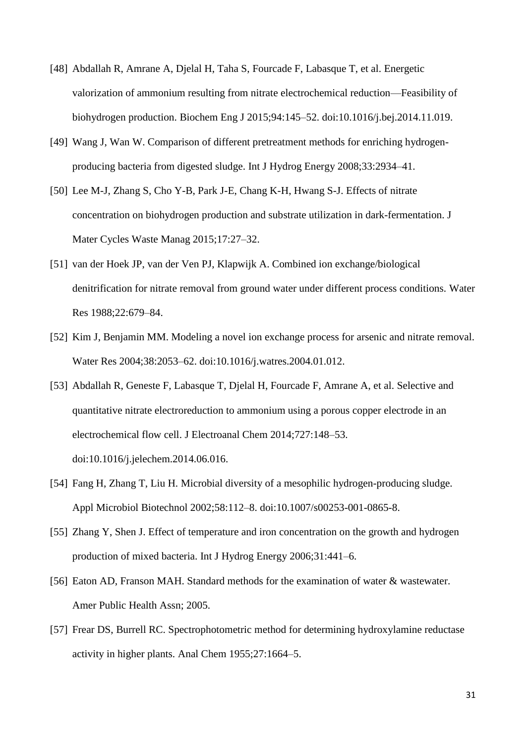[48] Abdallah R, Amrane A, Djelal H, Taha S, Fourcade F, Labasque T, et al. Energetic valorization of ammonium resulting from nitrate electrochemical reduction—Feasibility of biohydrogen production. Biochem Eng J 2015;94:145–52. doi:10.1016/j.bej.2014.11.019.

[49] Wang J, Wan W. Comparison of different pretreatment methods for enriching hydrogen-producing bacteria from digested sludge. Int J Hydrog Energy 2008;33:2934–41.

[50] Lee M-J, Zhang S, Cho Y-B, Park J-E, Chang K-H, Hwang S-J. Effects of nitrate concentration on biohydrogen production and substrate utilization in dark-fermentation. J Mater Cycles Waste Manag 2015;17:27–32.

[51] van der Hoek JP, van der Ven PJ, Klapwijk A. Combined ion exchange/biological denitrification for nitrate removal from ground water under different process conditions. Water Res 1988;22:679–84.

[52] Kim J, Benjamin MM. Modeling a novel ion exchange process for arsenic and nitrate removal. Water Res 2004;38:2053–62. doi:10.1016/j.watres.2004.01.012.

[53] Abdallah R, Geneste F, Labasque T, Djelal H, Fourcade F, Amrane A, et al. Selective and quantitative nitrate electroreduction to ammonium using a porous copper electrode in an electrochemical flow cell. J Electroanal Chem 2014;727:148–53. doi:10.1016/j.jelechem.2014.06.016.

[54] Fang H, Zhang T, Liu H. Microbial diversity of a mesophilic hydrogen-producing sludge. Appl Microbiol Biotechnol 2002;58:112–8. doi:10.1007/s00253-001-0865-8.

[55] Zhang Y, Shen J. Effect of temperature and iron concentration on the growth and hydrogen production of mixed bacteria. Int J Hydrog Energy 2006;31:441–6.

[56] Eaton AD, Franson MAH. Standard methods for the examination of water & wastewater. Amer Public Health Assn; 2005.

[57] Frear DS, Burrell RC. Spectrophotometric method for determining hydroxylamine reductase activity in higher plants. Anal Chem 1955;27:1664–5.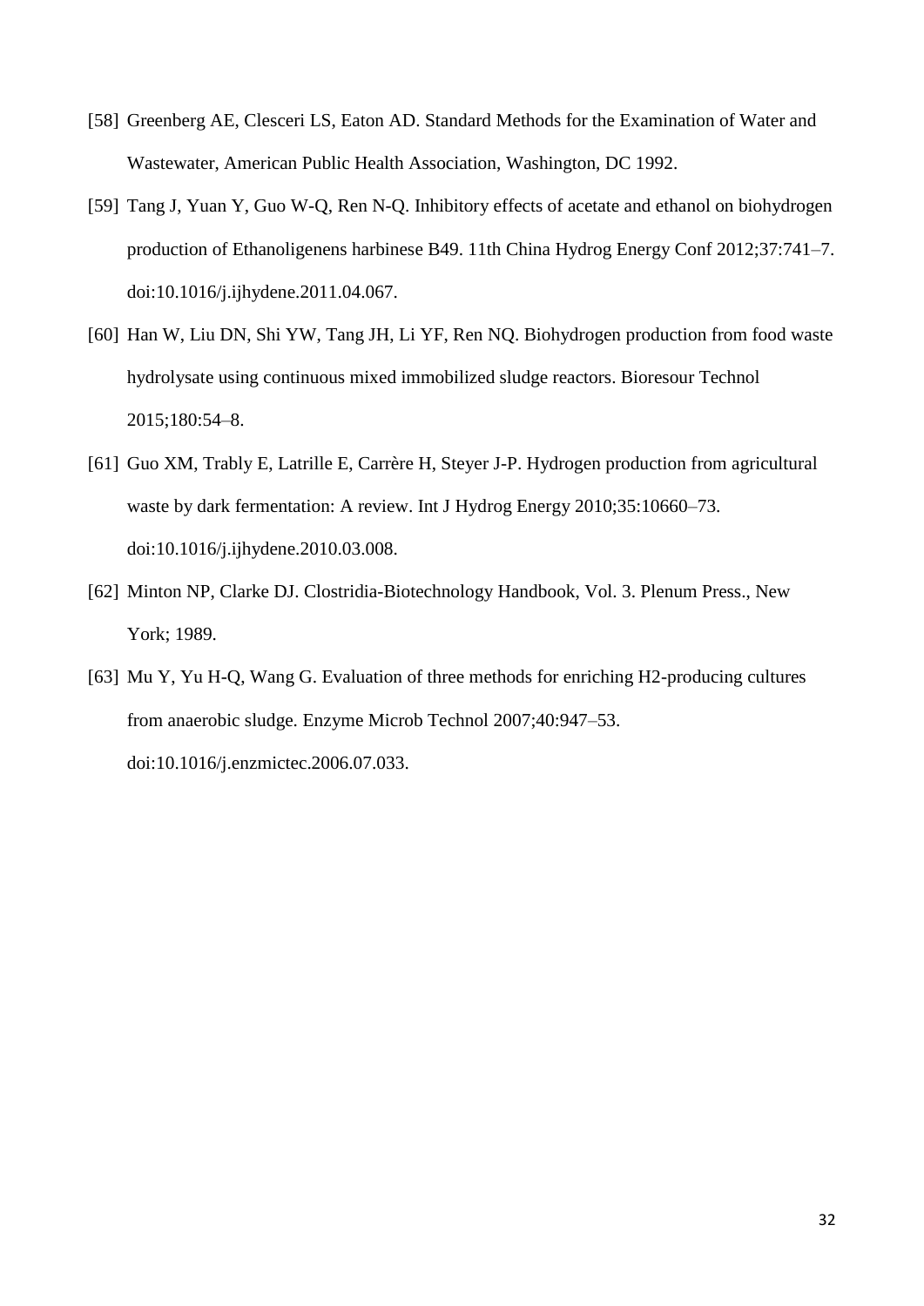[58] Greenberg AE, Clesceri LS, Eaton AD. Standard Methods for the Examination of Water and Wastewater, American Public Health Association, Washington, DC 1992.

[59] Tang J, Yuan Y, Guo W-Q, Ren N-Q. Inhibitory effects of acetate and ethanol on biohydrogen production of Ethanoligenens harbinese B49. 11th China Hydrog Energy Conf 2012;37:741–7. doi:10.1016/j.ijhydene.2011.04.067.

[60] Han W, Liu DN, Shi YW, Tang JH, Li YF, Ren NQ. Biohydrogen production from food waste hydrolysate using continuous mixed immobilized sludge reactors. Bioresour Technol 2015;180:54–8.

[61] Guo XM, Trably E, Latrille E, Carrère H, Steyer J-P. Hydrogen production from agricultural waste by dark fermentation: A review. Int J Hydrog Energy 2010;35:10660–73. doi:10.1016/j.ijhydene.2010.03.008.

[62] Minton NP, Clarke DJ. Clostridia-Biotechnology Handbook, Vol. 3. Plenum Press., New York; 1989.

[63] Mu Y, Yu H-Q, Wang G. Evaluation of three methods for enriching H2-producing cultures from anaerobic sludge. Enzyme Microb Technol 2007;40:947–53. doi:10.1016/j.enzmictec.2006.07.033.